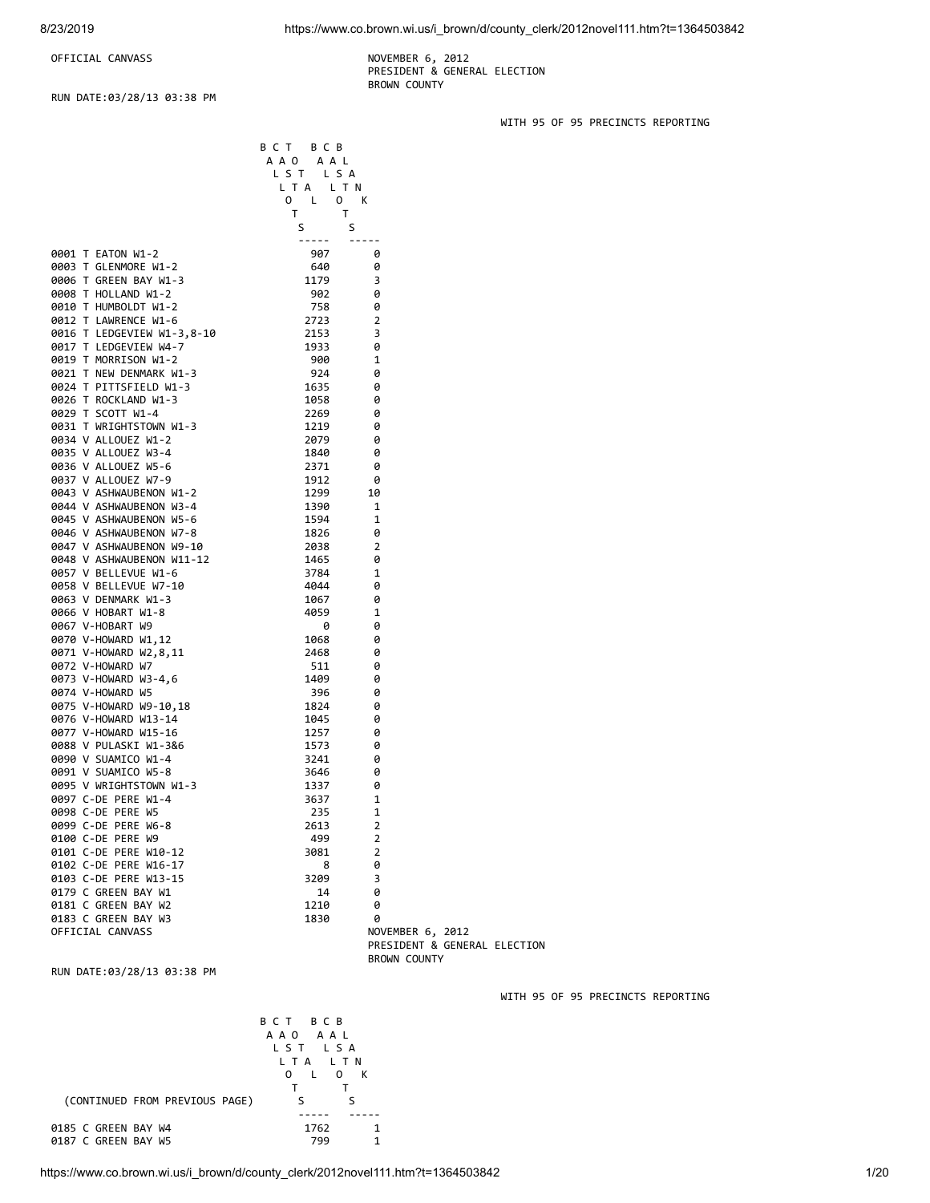OFFICIAL CANVASS

NOVEMBER 6, 2012
PRESIDENT & GENERAL ELECTION
BROWN COUNTY

RUN DATE:03/28/13 03:38 PM

WITH 95 OF 95 PRECINCTS REPORTING

| | BALLOTS CAST TOTAL | BALLOTS CAST BLANK |
|---|---|---|
| 0001 T EATON W1-2 | 907 | 0 |
| 0003 T GLENMORE W1-2 | 640 | 0 |
| 0006 T GREEN BAY W1-3 | 1179 | 3 |
| 0008 T HOLLAND W1-2 | 902 | 0 |
| 0010 T HUMBOLDT W1-2 | 758 | 0 |
| 0012 T LAWRENCE W1-6 | 2723 | 2 |
| 0016 T LEDGEVIEW W1-3,8-10 | 2153 | 3 |
| 0017 T LEDGEVIEW W4-7 | 1933 | 0 |
| 0019 T MORRISON W1-2 | 900 | 1 |
| 0021 T NEW DENMARK W1-3 | 924 | 0 |
| 0024 T PITTSFIELD W1-3 | 1635 | 0 |
| 0026 T ROCKLAND W1-3 | 1058 | 0 |
| 0029 T SCOTT W1-4 | 2269 | 0 |
| 0031 T WRIGHTSTOWN W1-3 | 1219 | 0 |
| 0034 V ALLOUEZ W1-2 | 2079 | 0 |
| 0035 V ALLOUEZ W3-4 | 1840 | 0 |
| 0036 V ALLOUEZ W5-6 | 2371 | 0 |
| 0037 V ALLOUEZ W7-9 | 1912 | 0 |
| 0043 V ASHWAUBENON W1-2 | 1299 | 10 |
| 0044 V ASHWAUBENON W3-4 | 1390 | 1 |
| 0045 V ASHWAUBENON W5-6 | 1594 | 1 |
| 0046 V ASHWAUBENON W7-8 | 1826 | 0 |
| 0047 V ASHWAUBENON W9-10 | 2038 | 2 |
| 0048 V ASHWAUBENON W11-12 | 1465 | 0 |
| 0057 V BELLEVUE W1-6 | 3784 | 1 |
| 0058 V BELLEVUE W7-10 | 4044 | 0 |
| 0063 V DENMARK W1-3 | 1067 | 0 |
| 0066 V HOBART W1-8 | 4059 | 1 |
| 0067 V-HOBART W9 | 0 | 0 |
| 0070 V-HOWARD W1,12 | 1068 | 0 |
| 0071 V-HOWARD W2,8,11 | 2468 | 0 |
| 0072 V-HOWARD W7 | 511 | 0 |
| 0073 V-HOWARD W3-4,6 | 1409 | 0 |
| 0074 V-HOWARD W5 | 396 | 0 |
| 0075 V-HOWARD W9-10,18 | 1824 | 0 |
| 0076 V-HOWARD W13-14 | 1045 | 0 |
| 0077 V-HOWARD W15-16 | 1257 | 0 |
| 0088 V PULASKI W1-3&6 | 1573 | 0 |
| 0090 V SUAMICO W1-4 | 3241 | 0 |
| 0091 V SUAMICO W5-8 | 3646 | 0 |
| 0095 V WRIGHTSTOWN W1-3 | 1337 | 0 |
| 0097 C-DE PERE W1-4 | 3637 | 1 |
| 0098 C-DE PERE W5 | 235 | 1 |
| 0099 C-DE PERE W6-8 | 2613 | 2 |
| 0100 C-DE PERE W9 | 499 | 2 |
| 0101 C-DE PERE W10-12 | 3081 | 2 |
| 0102 C-DE PERE W16-17 | 8 | 0 |
| 0103 C-DE PERE W13-15 | 3209 | 3 |
| 0179 C GREEN BAY W1 | 14 | 0 |
| 0181 C GREEN BAY W2 | 1210 | 0 |
| 0183 C GREEN BAY W3 | 1830 | 0 |

OFFICIAL CANVASS

NOVEMBER 6, 2012
PRESIDENT & GENERAL ELECTION
BROWN COUNTY

RUN DATE:03/28/13 03:38 PM

WITH 95 OF 95 PRECINCTS REPORTING

| (CONTINUED FROM PREVIOUS PAGE) | BALLOTS CAST TOTAL | BALLOTS CAST BLANK |
|---|---|---|
| 0185 C GREEN BAY W4 | 1762 | 1 |
| 0187 C GREEN BAY W5 | 799 | 1 |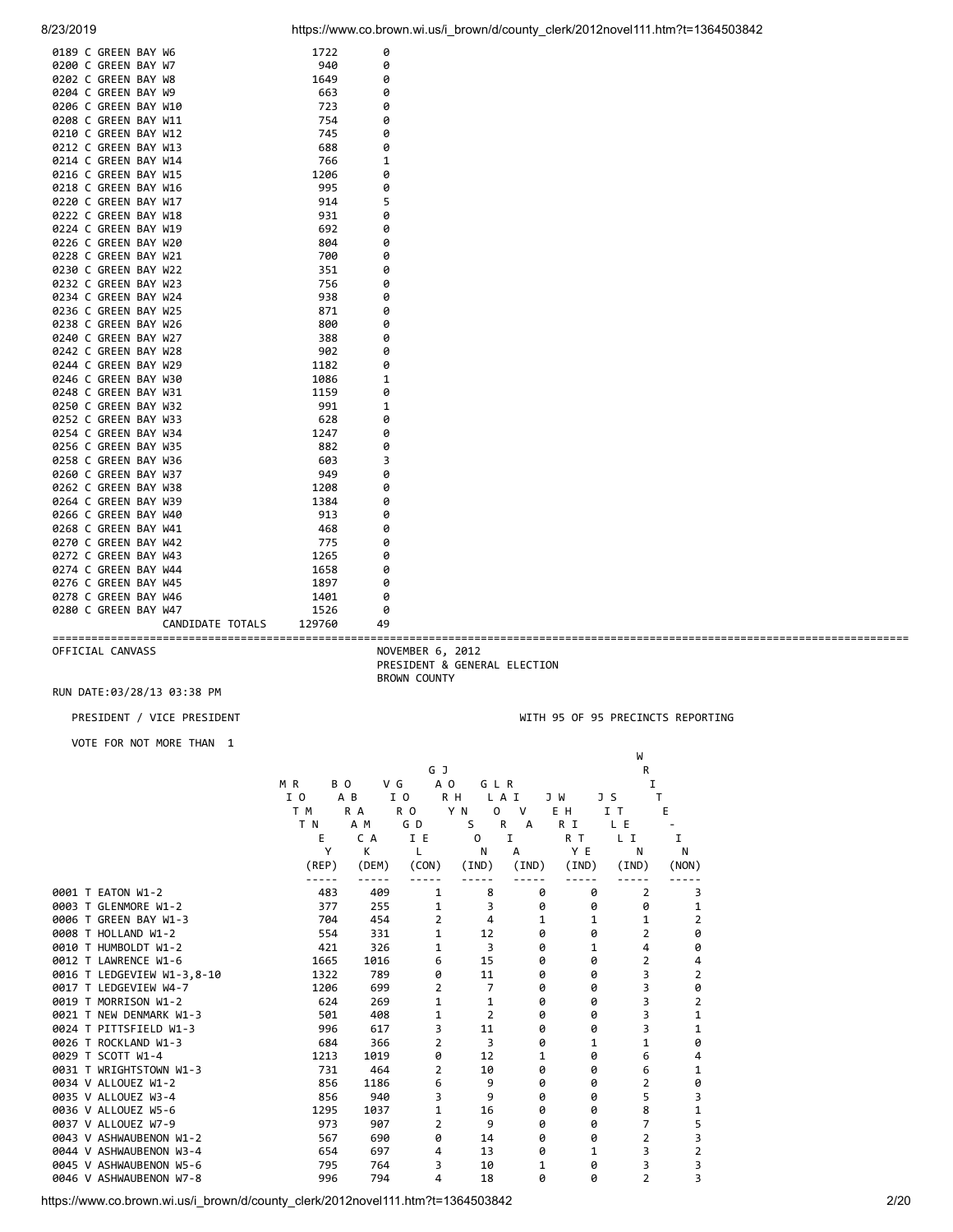| | | |
|---|---|---|
| 0189 C GREEN BAY W6 | 1722 | 0 |
| 0200 C GREEN BAY W7 | 940 | 0 |
| 0202 C GREEN BAY W8 | 1649 | 0 |
| 0204 C GREEN BAY W9 | 663 | 0 |
| 0206 C GREEN BAY W10 | 723 | 0 |
| 0208 C GREEN BAY W11 | 754 | 0 |
| 0210 C GREEN BAY W12 | 745 | 0 |
| 0212 C GREEN BAY W13 | 688 | 0 |
| 0214 C GREEN BAY W14 | 766 | 1 |
| 0216 C GREEN BAY W15 | 1206 | 0 |
| 0218 C GREEN BAY W16 | 995 | 0 |
| 0220 C GREEN BAY W17 | 914 | 5 |
| 0222 C GREEN BAY W18 | 931 | 0 |
| 0224 C GREEN BAY W19 | 692 | 0 |
| 0226 C GREEN BAY W20 | 804 | 0 |
| 0228 C GREEN BAY W21 | 700 | 0 |
| 0230 C GREEN BAY W22 | 351 | 0 |
| 0232 C GREEN BAY W23 | 756 | 0 |
| 0234 C GREEN BAY W24 | 938 | 0 |
| 0236 C GREEN BAY W25 | 871 | 0 |
| 0238 C GREEN BAY W26 | 800 | 0 |
| 0240 C GREEN BAY W27 | 388 | 0 |
| 0242 C GREEN BAY W28 | 902 | 0 |
| 0244 C GREEN BAY W29 | 1182 | 0 |
| 0246 C GREEN BAY W30 | 1086 | 1 |
| 0248 C GREEN BAY W31 | 1159 | 0 |
| 0250 C GREEN BAY W32 | 991 | 1 |
| 0252 C GREEN BAY W33 | 628 | 0 |
| 0254 C GREEN BAY W34 | 1247 | 0 |
| 0256 C GREEN BAY W35 | 882 | 0 |
| 0258 C GREEN BAY W36 | 603 | 3 |
| 0260 C GREEN BAY W37 | 949 | 0 |
| 0262 C GREEN BAY W38 | 1208 | 0 |
| 0264 C GREEN BAY W39 | 1384 | 0 |
| 0266 C GREEN BAY W40 | 913 | 0 |
| 0268 C GREEN BAY W41 | 468 | 0 |
| 0270 C GREEN BAY W42 | 775 | 0 |
| 0272 C GREEN BAY W43 | 1265 | 0 |
| 0274 C GREEN BAY W44 | 1658 | 0 |
| 0276 C GREEN BAY W45 | 1897 | 0 |
| 0278 C GREEN BAY W46 | 1401 | 0 |
| 0280 C GREEN BAY W47 | 1526 | 0 |
| CANDIDATE TOTALS | 129760 | 49 |

OFFICIAL CANVASS

NOVEMBER 6, 2012
PRESIDENT & GENERAL ELECTION
BROWN COUNTY

RUN DATE:03/28/13 03:38 PM

PRESIDENT / VICE PRESIDENT

WITH 95 OF 95 PRECINCTS REPORTING

VOTE FOR NOT MORE THAN 1

| | MITT ROMNEY (REP) | BARACK OBAMA (DEM) | VIRGIL GOODE (CON) | GARY JOHNSON (IND) | GLORIA LA RIVA (IND) | JERRY WHITE (IND) | JILL STEIN (IND) | WRITE-IN (NON) |
|---|---|---|---|---|---|---|---|---|
| 0001 T EATON W1-2 | 483 | 409 | 1 | 8 | 0 | 0 | 2 | 3 |
| 0003 T GLENMORE W1-2 | 377 | 255 | 1 | 3 | 0 | 0 | 0 | 1 |
| 0006 T GREEN BAY W1-3 | 704 | 454 | 2 | 4 | 1 | 1 | 1 | 2 |
| 0008 T HOLLAND W1-2 | 554 | 331 | 1 | 12 | 0 | 0 | 2 | 0 |
| 0010 T HUMBOLDT W1-2 | 421 | 326 | 1 | 3 | 0 | 1 | 4 | 0 |
| 0012 T LAWRENCE W1-6 | 1665 | 1016 | 6 | 15 | 0 | 0 | 2 | 4 |
| 0016 T LEDGEVIEW W1-3,8-10 | 1322 | 789 | 0 | 11 | 0 | 0 | 3 | 2 |
| 0017 T LEDGEVIEW W4-7 | 1206 | 699 | 2 | 7 | 0 | 0 | 3 | 0 |
| 0019 T MORRISON W1-2 | 624 | 269 | 1 | 1 | 0 | 0 | 3 | 2 |
| 0021 T NEW DENMARK W1-3 | 501 | 408 | 1 | 2 | 0 | 0 | 3 | 1 |
| 0024 T PITTSFIELD W1-3 | 996 | 617 | 3 | 11 | 0 | 0 | 3 | 1 |
| 0026 T ROCKLAND W1-3 | 684 | 366 | 2 | 3 | 0 | 1 | 1 | 0 |
| 0029 T SCOTT W1-4 | 1213 | 1019 | 0 | 12 | 1 | 0 | 6 | 4 |
| 0031 T WRIGHTSTOWN W1-3 | 731 | 464 | 2 | 10 | 0 | 0 | 6 | 1 |
| 0034 V ALLOUEZ W1-2 | 856 | 1186 | 6 | 9 | 0 | 0 | 2 | 0 |
| 0035 V ALLOUEZ W3-4 | 856 | 940 | 3 | 9 | 0 | 0 | 5 | 3 |
| 0036 V ALLOUEZ W5-6 | 1295 | 1037 | 1 | 16 | 0 | 0 | 8 | 1 |
| 0037 V ALLOUEZ W7-9 | 973 | 907 | 2 | 9 | 0 | 0 | 7 | 5 |
| 0043 V ASHWAUBENON W1-2 | 567 | 690 | 0 | 14 | 0 | 0 | 2 | 3 |
| 0044 V ASHWAUBENON W3-4 | 654 | 697 | 4 | 13 | 0 | 1 | 3 | 2 |
| 0045 V ASHWAUBENON W5-6 | 795 | 764 | 3 | 10 | 1 | 0 | 3 | 3 |
| 0046 V ASHWAUBENON W7-8 | 996 | 794 | 4 | 18 | 0 | 0 | 2 | 3 |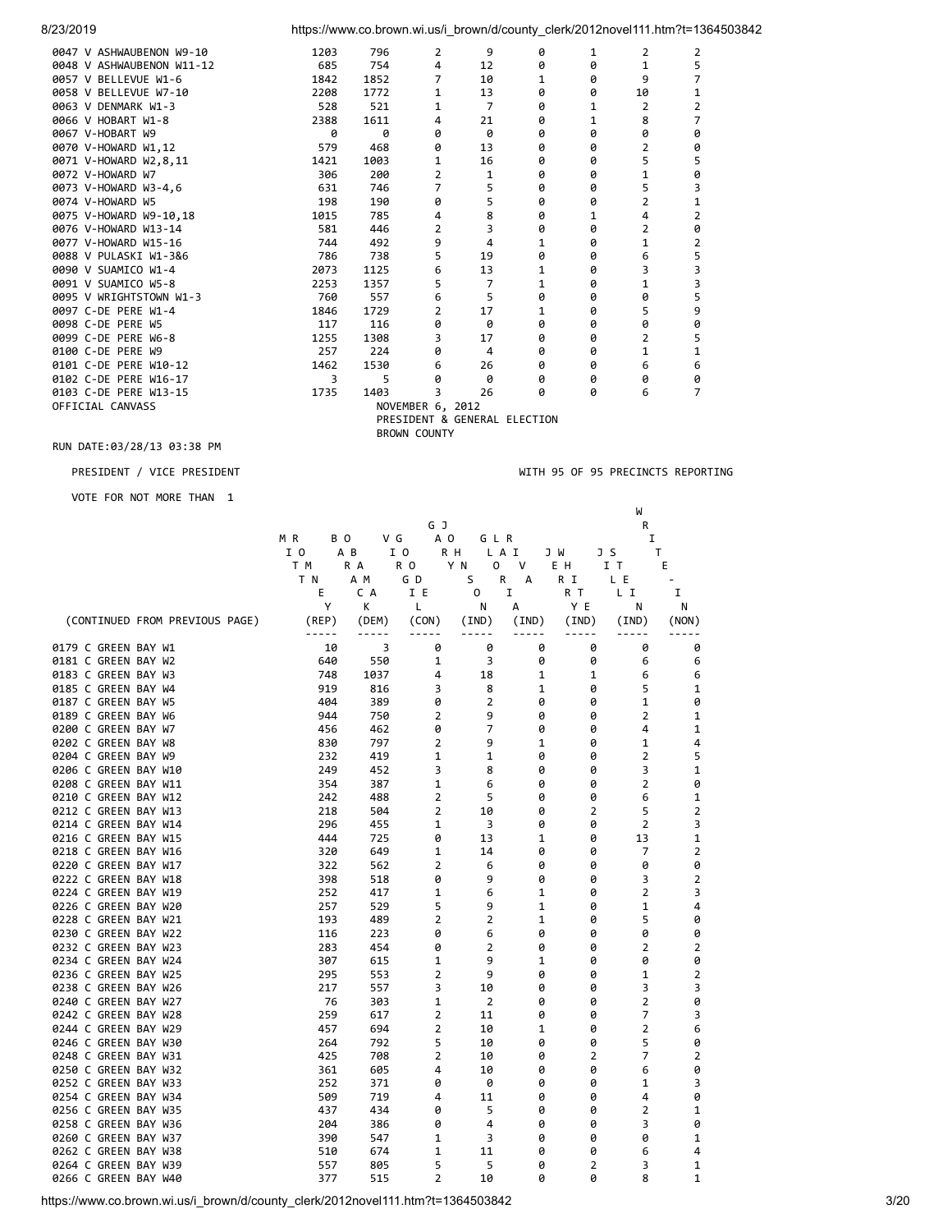| | | | | | | | | |
|---|---|---|---|---|---|---|---|---|
| 0047 V ASHWAUBENON W9-10 | 1203 | 796 | 2 | 9 | 0 | 1 | 2 | 2 |
| 0048 V ASHWAUBENON W11-12 | 685 | 754 | 4 | 12 | 0 | 0 | 1 | 5 |
| 0057 V BELLEVUE W1-6 | 1842 | 1852 | 7 | 10 | 1 | 0 | 9 | 7 |
| 0058 V BELLEVUE W7-10 | 2208 | 1772 | 1 | 13 | 0 | 0 | 10 | 1 |
| 0063 V DENMARK W1-3 | 528 | 521 | 1 | 7 | 0 | 1 | 2 | 2 |
| 0066 V HOBART W1-8 | 2388 | 1611 | 4 | 21 | 0 | 1 | 8 | 7 |
| 0067 V-HOBART W9 | 0 | 0 | 0 | 0 | 0 | 0 | 0 | 0 |
| 0070 V-HOWARD W1,12 | 579 | 468 | 0 | 13 | 0 | 0 | 2 | 0 |
| 0071 V-HOWARD W2,8,11 | 1421 | 1003 | 1 | 16 | 0 | 0 | 5 | 5 |
| 0072 V-HOWARD W7 | 306 | 200 | 2 | 1 | 0 | 0 | 1 | 0 |
| 0073 V-HOWARD W3-4,6 | 631 | 746 | 7 | 5 | 0 | 0 | 5 | 3 |
| 0074 V-HOWARD W5 | 198 | 190 | 0 | 5 | 0 | 0 | 2 | 1 |
| 0075 V-HOWARD W9-10,18 | 1015 | 785 | 4 | 8 | 0 | 1 | 4 | 2 |
| 0076 V-HOWARD W13-14 | 581 | 446 | 2 | 3 | 0 | 0 | 2 | 0 |
| 0077 V-HOWARD W15-16 | 744 | 492 | 9 | 4 | 1 | 0 | 1 | 2 |
| 0088 V PULASKI W1-3&6 | 786 | 738 | 5 | 19 | 0 | 0 | 6 | 5 |
| 0090 V SUAMICO W1-4 | 2073 | 1125 | 6 | 13 | 1 | 0 | 3 | 3 |
| 0091 V SUAMICO W5-8 | 2253 | 1357 | 5 | 7 | 1 | 0 | 1 | 3 |
| 0095 V WRIGHTSTOWN W1-3 | 760 | 557 | 6 | 5 | 0 | 0 | 0 | 5 |
| 0097 C-DE PERE W1-4 | 1846 | 1729 | 2 | 17 | 1 | 0 | 5 | 9 |
| 0098 C-DE PERE W5 | 117 | 116 | 0 | 0 | 0 | 0 | 0 | 0 |
| 0099 C-DE PERE W6-8 | 1255 | 1308 | 3 | 17 | 0 | 0 | 2 | 5 |
| 0100 C-DE PERE W9 | 257 | 224 | 0 | 4 | 0 | 0 | 1 | 1 |
| 0101 C-DE PERE W10-12 | 1462 | 1530 | 6 | 26 | 0 | 0 | 6 | 6 |
| 0102 C-DE PERE W16-17 | 3 | 5 | 0 | 0 | 0 | 0 | 0 | 0 |
| 0103 C-DE PERE W13-15 | 1735 | 1403 | 3 | 26 | 0 | 0 | 6 | 7 |

OFFICIAL CANVASS

NOVEMBER 6, 2012
PRESIDENT & GENERAL ELECTION
BROWN COUNTY

RUN DATE:03/28/13 03:38 PM

PRESIDENT / VICE PRESIDENT

WITH 95 OF 95 PRECINCTS REPORTING

VOTE FOR NOT MORE THAN 1

| (CONTINUED FROM PREVIOUS PAGE) | MITT ROMNEY (REP) | BARACK OBAMA (DEM) | VIRGIL GOODE (CON) | GARY JOHNSON (IND) | GLORIA LA RIVA (IND) | JERRY WHITE (IND) | JILL STEIN (IND) | WRITE-IN (NON) |
|---|---|---|---|---|---|---|---|---|
| 0179 C GREEN BAY W1 | 10 | 3 | 0 | 0 | 0 | 0 | 0 | 0 |
| 0181 C GREEN BAY W2 | 640 | 550 | 1 | 3 | 0 | 0 | 6 | 6 |
| 0183 C GREEN BAY W3 | 748 | 1037 | 4 | 18 | 1 | 1 | 6 | 6 |
| 0185 C GREEN BAY W4 | 919 | 816 | 3 | 8 | 1 | 0 | 5 | 1 |
| 0187 C GREEN BAY W5 | 404 | 389 | 0 | 2 | 0 | 0 | 1 | 0 |
| 0189 C GREEN BAY W6 | 944 | 750 | 2 | 9 | 0 | 0 | 2 | 1 |
| 0200 C GREEN BAY W7 | 456 | 462 | 0 | 7 | 0 | 0 | 4 | 1 |
| 0202 C GREEN BAY W8 | 830 | 797 | 2 | 9 | 1 | 0 | 1 | 4 |
| 0204 C GREEN BAY W9 | 232 | 419 | 1 | 1 | 0 | 0 | 2 | 5 |
| 0206 C GREEN BAY W10 | 249 | 452 | 3 | 8 | 0 | 0 | 3 | 1 |
| 0208 C GREEN BAY W11 | 354 | 387 | 1 | 6 | 0 | 0 | 2 | 0 |
| 0210 C GREEN BAY W12 | 242 | 488 | 2 | 5 | 0 | 0 | 6 | 1 |
| 0212 C GREEN BAY W13 | 218 | 504 | 2 | 10 | 0 | 2 | 5 | 2 |
| 0214 C GREEN BAY W14 | 296 | 455 | 1 | 3 | 0 | 0 | 2 | 3 |
| 0216 C GREEN BAY W15 | 444 | 725 | 0 | 13 | 1 | 0 | 13 | 1 |
| 0218 C GREEN BAY W16 | 320 | 649 | 1 | 14 | 0 | 0 | 7 | 2 |
| 0220 C GREEN BAY W17 | 322 | 562 | 2 | 6 | 0 | 0 | 0 | 0 |
| 0222 C GREEN BAY W18 | 398 | 518 | 0 | 9 | 0 | 0 | 3 | 2 |
| 0224 C GREEN BAY W19 | 252 | 417 | 1 | 6 | 1 | 0 | 2 | 3 |
| 0226 C GREEN BAY W20 | 257 | 529 | 5 | 9 | 1 | 0 | 1 | 4 |
| 0228 C GREEN BAY W21 | 193 | 489 | 2 | 2 | 1 | 0 | 5 | 0 |
| 0230 C GREEN BAY W22 | 116 | 223 | 0 | 6 | 0 | 0 | 0 | 0 |
| 0232 C GREEN BAY W23 | 283 | 454 | 0 | 2 | 0 | 0 | 2 | 2 |
| 0234 C GREEN BAY W24 | 307 | 615 | 1 | 9 | 1 | 0 | 0 | 0 |
| 0236 C GREEN BAY W25 | 295 | 553 | 2 | 9 | 0 | 0 | 1 | 2 |
| 0238 C GREEN BAY W26 | 217 | 557 | 3 | 10 | 0 | 0 | 3 | 3 |
| 0240 C GREEN BAY W27 | 76 | 303 | 1 | 2 | 0 | 0 | 2 | 0 |
| 0242 C GREEN BAY W28 | 259 | 617 | 2 | 11 | 0 | 0 | 7 | 3 |
| 0244 C GREEN BAY W29 | 457 | 694 | 2 | 10 | 1 | 0 | 2 | 6 |
| 0246 C GREEN BAY W30 | 264 | 792 | 5 | 10 | 0 | 0 | 5 | 0 |
| 0248 C GREEN BAY W31 | 425 | 708 | 2 | 10 | 0 | 2 | 7 | 2 |
| 0250 C GREEN BAY W32 | 361 | 605 | 4 | 10 | 0 | 0 | 6 | 0 |
| 0252 C GREEN BAY W33 | 252 | 371 | 0 | 0 | 0 | 0 | 1 | 3 |
| 0254 C GREEN BAY W34 | 509 | 719 | 4 | 11 | 0 | 0 | 4 | 0 |
| 0256 C GREEN BAY W35 | 437 | 434 | 0 | 5 | 0 | 0 | 2 | 1 |
| 0258 C GREEN BAY W36 | 204 | 386 | 0 | 4 | 0 | 0 | 3 | 0 |
| 0260 C GREEN BAY W37 | 390 | 547 | 1 | 3 | 0 | 0 | 0 | 1 |
| 0262 C GREEN BAY W38 | 510 | 674 | 1 | 11 | 0 | 0 | 6 | 4 |
| 0264 C GREEN BAY W39 | 557 | 805 | 5 | 5 | 0 | 2 | 3 | 1 |
| 0266 C GREEN BAY W40 | 377 | 515 | 2 | 10 | 0 | 0 | 8 | 1 |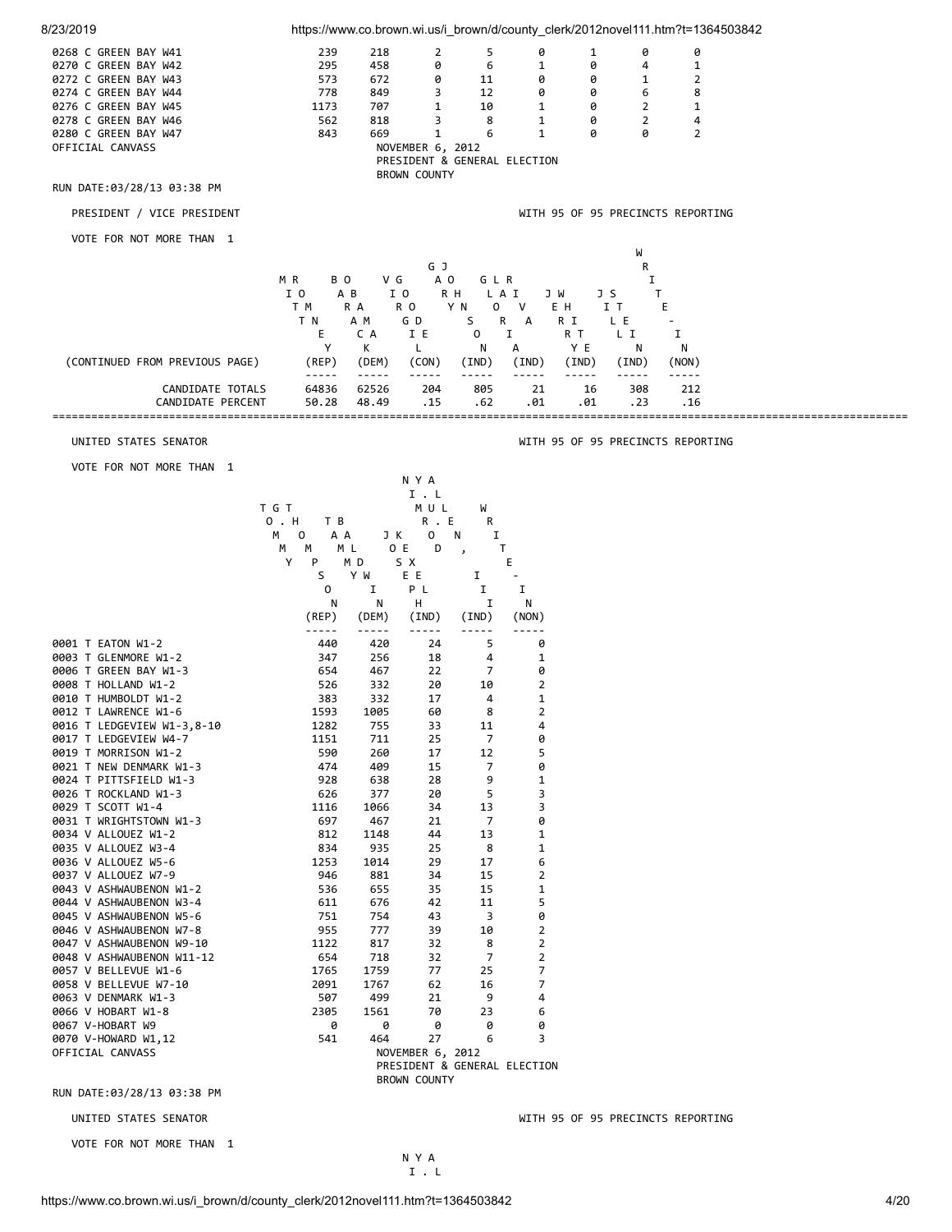| | | | | | | | | |
|---|---|---|---|---|---|---|---|---|
| 0268 C GREEN BAY W41 | 239 | 218 | 2 | 5 | 0 | 1 | 0 | 0 |
| 0270 C GREEN BAY W42 | 295 | 458 | 0 | 6 | 1 | 0 | 4 | 1 |
| 0272 C GREEN BAY W43 | 573 | 672 | 0 | 11 | 0 | 0 | 1 | 2 |
| 0274 C GREEN BAY W44 | 778 | 849 | 3 | 12 | 0 | 0 | 6 | 8 |
| 0276 C GREEN BAY W45 | 1173 | 707 | 1 | 10 | 1 | 0 | 2 | 1 |
| 0278 C GREEN BAY W46 | 562 | 818 | 3 | 8 | 1 | 0 | 2 | 4 |
| 0280 C GREEN BAY W47 | 843 | 669 | 1 | 6 | 1 | 0 | 0 | 2 |

OFFICIAL CANVASS

NOVEMBER 6, 2012
PRESIDENT & GENERAL ELECTION
BROWN COUNTY

RUN DATE:03/28/13 03:38 PM

PRESIDENT / VICE PRESIDENT — WITH 95 OF 95 PRECINCTS REPORTING

VOTE FOR NOT MORE THAN 1

| (CONTINUED FROM PREVIOUS PAGE) | MITT ROMNEY / PAUL RYAN (REP) | BARACK OBAMA (DEM) | VIRGIL GOODE (CON) | GARY JOHNSON (IND) | GLORIA LA RIVA (IND) | JERRY WHITE (IND) | JILL STEIN (IND) | WRITE-IN (NON) |
|---|---|---|---|---|---|---|---|---|
| CANDIDATE TOTALS | 64836 | 62526 | 204 | 805 | 21 | 16 | 308 | 212 |
| CANDIDATE PERCENT | 50.28 | 48.49 | .15 | .62 | .01 | .01 | .23 | .16 |

UNITED STATES SENATOR — WITH 95 OF 95 PRECINCTS REPORTING

VOTE FOR NOT MORE THAN 1

| | TOMMY G. THOMPSON (REP) | TAMMY BALDWIN (DEM) | JOSEPH KEXEL (IND) | NIMROD Y. ALLEN, III (IND) | WRITE-IN (NON) |
|---|---|---|---|---|---|
| 0001 T EATON W1-2 | 440 | 420 | 24 | 5 | 0 |
| 0003 T GLENMORE W1-2 | 347 | 256 | 18 | 4 | 1 |
| 0006 T GREEN BAY W1-3 | 654 | 467 | 22 | 7 | 0 |
| 0008 T HOLLAND W1-2 | 526 | 332 | 20 | 10 | 2 |
| 0010 T HUMBOLDT W1-2 | 383 | 332 | 17 | 4 | 1 |
| 0012 T LAWRENCE W1-6 | 1593 | 1005 | 60 | 8 | 2 |
| 0016 T LEDGEVIEW W1-3,8-10 | 1282 | 755 | 33 | 11 | 4 |
| 0017 T LEDGEVIEW W4-7 | 1151 | 711 | 25 | 7 | 0 |
| 0019 T MORRISON W1-2 | 590 | 260 | 17 | 12 | 5 |
| 0021 T NEW DENMARK W1-3 | 474 | 409 | 15 | 7 | 0 |
| 0024 T PITTSFIELD W1-3 | 928 | 638 | 28 | 9 | 1 |
| 0026 T ROCKLAND W1-3 | 626 | 377 | 20 | 5 | 3 |
| 0029 T SCOTT W1-4 | 1116 | 1066 | 34 | 13 | 3 |
| 0031 T WRIGHTSTOWN W1-3 | 697 | 467 | 21 | 7 | 0 |
| 0034 V ALLOUEZ W1-2 | 812 | 1148 | 44 | 13 | 1 |
| 0035 V ALLOUEZ W3-4 | 834 | 935 | 25 | 8 | 1 |
| 0036 V ALLOUEZ W5-6 | 1253 | 1014 | 29 | 17 | 6 |
| 0037 V ALLOUEZ W7-9 | 946 | 881 | 34 | 15 | 2 |
| 0043 V ASHWAUBENON W1-2 | 536 | 655 | 35 | 15 | 1 |
| 0044 V ASHWAUBENON W3-4 | 611 | 676 | 42 | 11 | 5 |
| 0045 V ASHWAUBENON W5-6 | 751 | 754 | 43 | 3 | 0 |
| 0046 V ASHWAUBENON W7-8 | 955 | 777 | 39 | 10 | 2 |
| 0047 V ASHWAUBENON W9-10 | 1122 | 817 | 32 | 8 | 2 |
| 0048 V ASHWAUBENON W11-12 | 654 | 718 | 32 | 7 | 2 |
| 0057 V BELLEVUE W1-6 | 1765 | 1759 | 77 | 25 | 7 |
| 0058 V BELLEVUE W7-10 | 2091 | 1767 | 62 | 16 | 7 |
| 0063 V DENMARK W1-3 | 507 | 499 | 21 | 9 | 4 |
| 0066 V HOBART W1-8 | 2305 | 1561 | 70 | 23 | 6 |
| 0067 V-HOBART W9 | 0 | 0 | 0 | 0 | 0 |
| 0070 V-HOWARD W1,12 | 541 | 464 | 27 | 6 | 3 |

OFFICIAL CANVASS

NOVEMBER 6, 2012
PRESIDENT & GENERAL ELECTION
BROWN COUNTY

RUN DATE:03/28/13 03:38 PM

UNITED STATES SENATOR — WITH 95 OF 95 PRECINCTS REPORTING

VOTE FOR NOT MORE THAN 1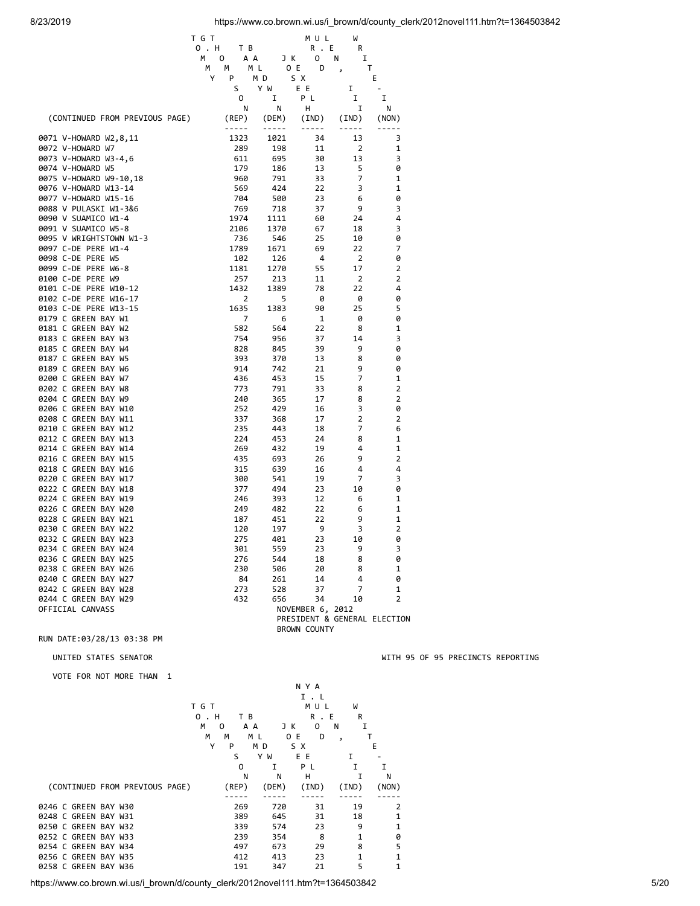| (CONTINUED FROM PREVIOUS PAGE) | TOMMY G. THOMPSON (REP) | TAMMY BALDWIN (DEM) | JOSEPH KEXEL (IND) | NIMROD Y.U. ALLEN, III (IND) | WRITE-IN (NON) |
|---|---|---|---|---|---|
| 0071 V-HOWARD W2,8,11 | 1323 | 1021 | 34 | 13 | 3 |
| 0072 V-HOWARD W7 | 289 | 198 | 11 | 2 | 1 |
| 0073 V-HOWARD W3-4,6 | 611 | 695 | 30 | 13 | 3 |
| 0074 V-HOWARD W5 | 179 | 186 | 13 | 5 | 0 |
| 0075 V-HOWARD W9-10,18 | 960 | 791 | 33 | 7 | 1 |
| 0076 V-HOWARD W13-14 | 569 | 424 | 22 | 3 | 1 |
| 0077 V-HOWARD W15-16 | 704 | 500 | 23 | 6 | 0 |
| 0088 V PULASKI W1-3&6 | 769 | 718 | 37 | 9 | 3 |
| 0090 V SUAMICO W1-4 | 1974 | 1111 | 60 | 24 | 4 |
| 0091 V SUAMICO W5-8 | 2106 | 1370 | 67 | 18 | 3 |
| 0095 V WRIGHTSTOWN W1-3 | 736 | 546 | 25 | 10 | 0 |
| 0097 C-DE PERE W1-4 | 1789 | 1671 | 69 | 22 | 7 |
| 0098 C-DE PERE W5 | 102 | 126 | 4 | 2 | 0 |
| 0099 C-DE PERE W6-8 | 1181 | 1270 | 55 | 17 | 2 |
| 0100 C-DE PERE W9 | 257 | 213 | 11 | 2 | 2 |
| 0101 C-DE PERE W10-12 | 1432 | 1389 | 78 | 22 | 4 |
| 0102 C-DE PERE W16-17 | 2 | 5 | 0 | 0 | 0 |
| 0103 C-DE PERE W13-15 | 1635 | 1383 | 90 | 25 | 5 |
| 0179 C GREEN BAY W1 | 7 | 6 | 1 | 0 | 0 |
| 0181 C GREEN BAY W2 | 582 | 564 | 22 | 8 | 1 |
| 0183 C GREEN BAY W3 | 754 | 956 | 37 | 14 | 3 |
| 0185 C GREEN BAY W4 | 828 | 845 | 39 | 9 | 0 |
| 0187 C GREEN BAY W5 | 393 | 370 | 13 | 8 | 0 |
| 0189 C GREEN BAY W6 | 914 | 742 | 21 | 9 | 0 |
| 0200 C GREEN BAY W7 | 436 | 453 | 15 | 7 | 1 |
| 0202 C GREEN BAY W8 | 773 | 791 | 33 | 8 | 2 |
| 0204 C GREEN BAY W9 | 240 | 365 | 17 | 8 | 2 |
| 0206 C GREEN BAY W10 | 252 | 429 | 16 | 3 | 0 |
| 0208 C GREEN BAY W11 | 337 | 368 | 17 | 2 | 2 |
| 0210 C GREEN BAY W12 | 235 | 443 | 18 | 7 | 6 |
| 0212 C GREEN BAY W13 | 224 | 453 | 24 | 8 | 1 |
| 0214 C GREEN BAY W14 | 269 | 432 | 19 | 4 | 1 |
| 0216 C GREEN BAY W15 | 435 | 693 | 26 | 9 | 2 |
| 0218 C GREEN BAY W16 | 315 | 639 | 16 | 4 | 4 |
| 0220 C GREEN BAY W17 | 300 | 541 | 19 | 7 | 3 |
| 0222 C GREEN BAY W18 | 377 | 494 | 23 | 10 | 0 |
| 0224 C GREEN BAY W19 | 246 | 393 | 12 | 6 | 1 |
| 0226 C GREEN BAY W20 | 249 | 482 | 22 | 6 | 1 |
| 0228 C GREEN BAY W21 | 187 | 451 | 22 | 9 | 1 |
| 0230 C GREEN BAY W22 | 120 | 197 | 9 | 3 | 2 |
| 0232 C GREEN BAY W23 | 275 | 401 | 23 | 10 | 0 |
| 0234 C GREEN BAY W24 | 301 | 559 | 23 | 9 | 3 |
| 0236 C GREEN BAY W25 | 276 | 544 | 18 | 8 | 0 |
| 0238 C GREEN BAY W26 | 230 | 506 | 20 | 8 | 1 |
| 0240 C GREEN BAY W27 | 84 | 261 | 14 | 4 | 0 |
| 0242 C GREEN BAY W28 | 273 | 528 | 37 | 7 | 1 |
| 0244 C GREEN BAY W29 | 432 | 656 | 34 | 10 | 2 |

OFFICIAL CANVASS

NOVEMBER 6, 2012
PRESIDENT & GENERAL ELECTION
BROWN COUNTY

RUN DATE:03/28/13 03:38 PM

UNITED STATES SENATOR — WITH 95 OF 95 PRECINCTS REPORTING

VOTE FOR NOT MORE THAN 1

| (CONTINUED FROM PREVIOUS PAGE) | TOMMY G. THOMPSON (REP) | TAMMY BALDWIN (DEM) | JOSEPH KEXEL (IND) | NIMROD Y.U. ALLEN, III (IND) | WRITE-IN (NON) |
|---|---|---|---|---|---|
| 0246 C GREEN BAY W30 | 269 | 720 | 31 | 19 | 2 |
| 0248 C GREEN BAY W31 | 389 | 645 | 31 | 18 | 1 |
| 0250 C GREEN BAY W32 | 339 | 574 | 23 | 9 | 1 |
| 0252 C GREEN BAY W33 | 239 | 354 | 8 | 1 | 0 |
| 0254 C GREEN BAY W34 | 497 | 673 | 29 | 8 | 5 |
| 0256 C GREEN BAY W35 | 412 | 413 | 23 | 1 | 1 |
| 0258 C GREEN BAY W36 | 191 | 347 | 21 | 5 | 1 |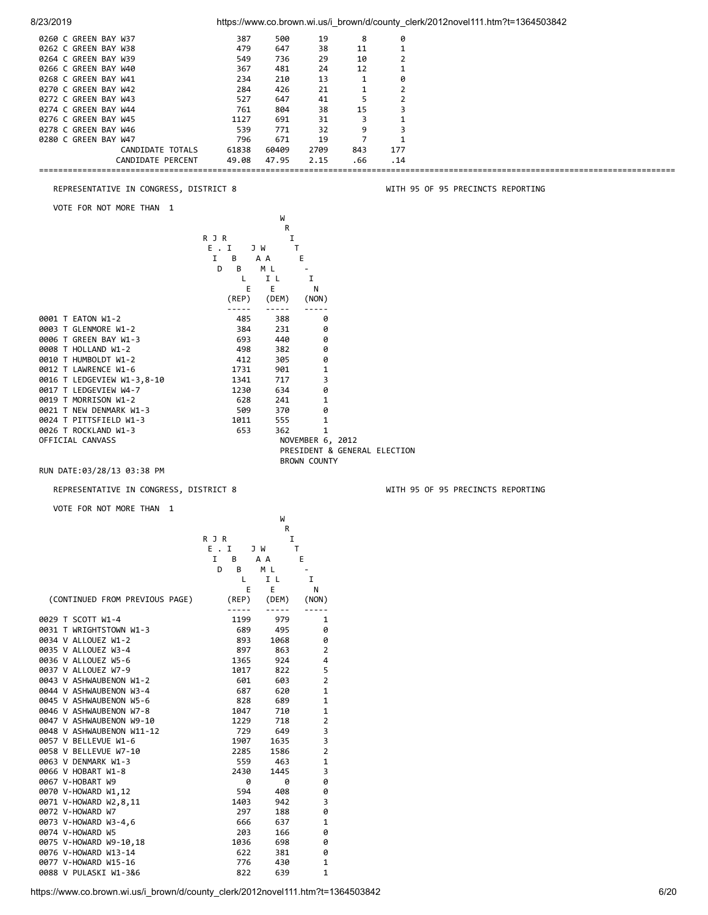| | | | | | |
|---|---|---|---|---|---|
| 0260 C GREEN BAY W37 | 387 | 500 | 19 | 8 | 0 |
| 0262 C GREEN BAY W38 | 479 | 647 | 38 | 11 | 1 |
| 0264 C GREEN BAY W39 | 549 | 736 | 29 | 10 | 2 |
| 0266 C GREEN BAY W40 | 367 | 481 | 24 | 12 | 1 |
| 0268 C GREEN BAY W41 | 234 | 210 | 13 | 1 | 0 |
| 0270 C GREEN BAY W42 | 284 | 426 | 21 | 1 | 2 |
| 0272 C GREEN BAY W43 | 527 | 647 | 41 | 5 | 2 |
| 0274 C GREEN BAY W44 | 761 | 804 | 38 | 15 | 3 |
| 0276 C GREEN BAY W45 | 1127 | 691 | 31 | 3 | 1 |
| 0278 C GREEN BAY W46 | 539 | 771 | 32 | 9 | 3 |
| 0280 C GREEN BAY W47 | 796 | 671 | 19 | 7 | 1 |
| CANDIDATE TOTALS | 61838 | 60409 | 2709 | 843 | 177 |
| CANDIDATE PERCENT | 49.08 | 47.95 | 2.15 | .66 | .14 |

REPRESENTATIVE IN CONGRESS, DISTRICT 8 — WITH 95 OF 95 PRECINCTS REPORTING

VOTE FOR NOT MORE THAN 1

| | REID J. RIBBLE (REP) | JAMIE WALL (DEM) | WRITE-IN (NON) |
|---|---|---|---|
| 0001 T EATON W1-2 | 485 | 388 | 0 |
| 0003 T GLENMORE W1-2 | 384 | 231 | 0 |
| 0006 T GREEN BAY W1-3 | 693 | 440 | 0 |
| 0008 T HOLLAND W1-2 | 498 | 382 | 0 |
| 0010 T HUMBOLDT W1-2 | 412 | 305 | 0 |
| 0012 T LAWRENCE W1-6 | 1731 | 901 | 1 |
| 0016 T LEDGEVIEW W1-3,8-10 | 1341 | 717 | 3 |
| 0017 T LEDGEVIEW W4-7 | 1230 | 634 | 0 |
| 0019 T MORRISON W1-2 | 628 | 241 | 1 |
| 0021 T NEW DENMARK W1-3 | 509 | 370 | 0 |
| 0024 T PITTSFIELD W1-3 | 1011 | 555 | 1 |
| 0026 T ROCKLAND W1-3 | 653 | 362 | 1 |

OFFICIAL CANVASS — NOVEMBER 6, 2012
PRESIDENT & GENERAL ELECTION
BROWN COUNTY

RUN DATE:03/28/13 03:38 PM

REPRESENTATIVE IN CONGRESS, DISTRICT 8 — WITH 95 OF 95 PRECINCTS REPORTING

VOTE FOR NOT MORE THAN 1

| (CONTINUED FROM PREVIOUS PAGE) | REID J. RIBBLE (REP) | JAMIE WALL (DEM) | WRITE-IN (NON) |
|---|---|---|---|
| 0029 T SCOTT W1-4 | 1199 | 979 | 1 |
| 0031 T WRIGHTSTOWN W1-3 | 689 | 495 | 0 |
| 0034 V ALLOUEZ W1-2 | 893 | 1068 | 0 |
| 0035 V ALLOUEZ W3-4 | 897 | 863 | 2 |
| 0036 V ALLOUEZ W5-6 | 1365 | 924 | 4 |
| 0037 V ALLOUEZ W7-9 | 1017 | 822 | 5 |
| 0043 V ASHWAUBENON W1-2 | 601 | 603 | 2 |
| 0044 V ASHWAUBENON W3-4 | 687 | 620 | 1 |
| 0045 V ASHWAUBENON W5-6 | 828 | 689 | 1 |
| 0046 V ASHWAUBENON W7-8 | 1047 | 710 | 1 |
| 0047 V ASHWAUBENON W9-10 | 1229 | 718 | 2 |
| 0048 V ASHWAUBENON W11-12 | 729 | 649 | 3 |
| 0057 V BELLEVUE W1-6 | 1907 | 1635 | 3 |
| 0058 V BELLEVUE W7-10 | 2285 | 1586 | 2 |
| 0063 V DENMARK W1-3 | 559 | 463 | 1 |
| 0066 V HOBART W1-8 | 2430 | 1445 | 3 |
| 0067 V-HOBART W9 | 0 | 0 | 0 |
| 0070 V-HOWARD W1,12 | 594 | 408 | 0 |
| 0071 V-HOWARD W2,8,11 | 1403 | 942 | 3 |
| 0072 V-HOWARD W7 | 297 | 188 | 0 |
| 0073 V-HOWARD W3-4,6 | 666 | 637 | 1 |
| 0074 V-HOWARD W5 | 203 | 166 | 0 |
| 0075 V-HOWARD W9-10,18 | 1036 | 698 | 0 |
| 0076 V-HOWARD W13-14 | 622 | 381 | 0 |
| 0077 V-HOWARD W15-16 | 776 | 430 | 1 |
| 0088 V PULASKI W1-3&6 | 822 | 639 | 1 |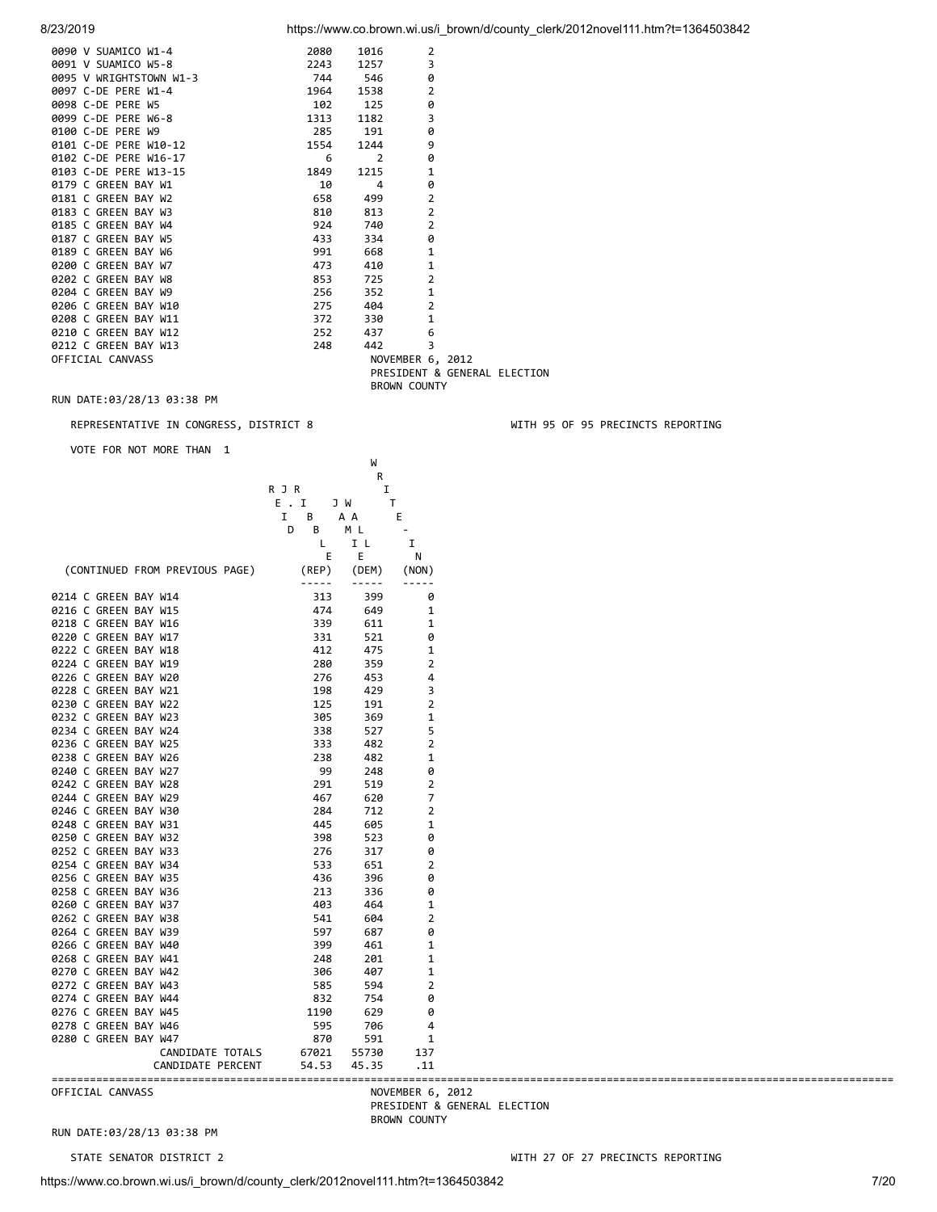| Precinct | | | |
|---|---|---|---|
| 0090 V SUAMICO W1-4 | 2080 | 1016 | 2 |
| 0091 V SUAMICO W5-8 | 2243 | 1257 | 3 |
| 0095 V WRIGHTSTOWN W1-3 | 744 | 546 | 0 |
| 0097 C-DE PERE W1-4 | 1964 | 1538 | 2 |
| 0098 C-DE PERE W5 | 102 | 125 | 0 |
| 0099 C-DE PERE W6-8 | 1313 | 1182 | 3 |
| 0100 C-DE PERE W9 | 285 | 191 | 0 |
| 0101 C-DE PERE W10-12 | 1554 | 1244 | 9 |
| 0102 C-DE PERE W16-17 | 6 | 2 | 0 |
| 0103 C-DE PERE W13-15 | 1849 | 1215 | 1 |
| 0179 C GREEN BAY W1 | 10 | 4 | 0 |
| 0181 C GREEN BAY W2 | 658 | 499 | 2 |
| 0183 C GREEN BAY W3 | 810 | 813 | 2 |
| 0185 C GREEN BAY W4 | 924 | 740 | 2 |
| 0187 C GREEN BAY W5 | 433 | 334 | 0 |
| 0189 C GREEN BAY W6 | 991 | 668 | 1 |
| 0200 C GREEN BAY W7 | 473 | 410 | 1 |
| 0202 C GREEN BAY W8 | 853 | 725 | 2 |
| 0204 C GREEN BAY W9 | 256 | 352 | 1 |
| 0206 C GREEN BAY W10 | 275 | 404 | 2 |
| 0208 C GREEN BAY W11 | 372 | 330 | 1 |
| 0210 C GREEN BAY W12 | 252 | 437 | 6 |
| 0212 C GREEN BAY W13 | 248 | 442 | 3 |

OFFICIAL CANVASS

NOVEMBER 6, 2012
PRESIDENT & GENERAL ELECTION
BROWN COUNTY

RUN DATE:03/28/13 03:38 PM

REPRESENTATIVE IN CONGRESS, DISTRICT 8 — WITH 95 OF 95 PRECINCTS REPORTING

VOTE FOR NOT MORE THAN 1

| (CONTINUED FROM PREVIOUS PAGE) | REID J. RIBBLE (REP) | JAMIE WALL (DEM) | WRITE-IN (NON) |
|---|---|---|---|
| 0214 C GREEN BAY W14 | 313 | 399 | 0 |
| 0216 C GREEN BAY W15 | 474 | 649 | 1 |
| 0218 C GREEN BAY W16 | 339 | 611 | 1 |
| 0220 C GREEN BAY W17 | 331 | 521 | 0 |
| 0222 C GREEN BAY W18 | 412 | 475 | 1 |
| 0224 C GREEN BAY W19 | 280 | 359 | 2 |
| 0226 C GREEN BAY W20 | 276 | 453 | 4 |
| 0228 C GREEN BAY W21 | 198 | 429 | 3 |
| 0230 C GREEN BAY W22 | 125 | 191 | 2 |
| 0232 C GREEN BAY W23 | 305 | 369 | 1 |
| 0234 C GREEN BAY W24 | 338 | 527 | 5 |
| 0236 C GREEN BAY W25 | 333 | 482 | 2 |
| 0238 C GREEN BAY W26 | 238 | 482 | 1 |
| 0240 C GREEN BAY W27 | 99 | 248 | 0 |
| 0242 C GREEN BAY W28 | 291 | 519 | 2 |
| 0244 C GREEN BAY W29 | 467 | 620 | 7 |
| 0246 C GREEN BAY W30 | 284 | 712 | 2 |
| 0248 C GREEN BAY W31 | 445 | 605 | 1 |
| 0250 C GREEN BAY W32 | 398 | 523 | 0 |
| 0252 C GREEN BAY W33 | 276 | 317 | 0 |
| 0254 C GREEN BAY W34 | 533 | 651 | 2 |
| 0256 C GREEN BAY W35 | 436 | 396 | 0 |
| 0258 C GREEN BAY W36 | 213 | 336 | 0 |
| 0260 C GREEN BAY W37 | 403 | 464 | 1 |
| 0262 C GREEN BAY W38 | 541 | 604 | 2 |
| 0264 C GREEN BAY W39 | 597 | 687 | 0 |
| 0266 C GREEN BAY W40 | 399 | 461 | 1 |
| 0268 C GREEN BAY W41 | 248 | 201 | 1 |
| 0270 C GREEN BAY W42 | 306 | 407 | 1 |
| 0272 C GREEN BAY W43 | 585 | 594 | 2 |
| 0274 C GREEN BAY W44 | 832 | 754 | 0 |
| 0276 C GREEN BAY W45 | 1190 | 629 | 0 |
| 0278 C GREEN BAY W46 | 595 | 706 | 4 |
| 0280 C GREEN BAY W47 | 870 | 591 | 1 |
| CANDIDATE TOTALS | 67021 | 55730 | 137 |
| CANDIDATE PERCENT | 54.53 | 45.35 | .11 |

OFFICIAL CANVASS

NOVEMBER 6, 2012
PRESIDENT & GENERAL ELECTION
BROWN COUNTY

RUN DATE:03/28/13 03:38 PM

STATE SENATOR DISTRICT 2 — WITH 27 OF 27 PRECINCTS REPORTING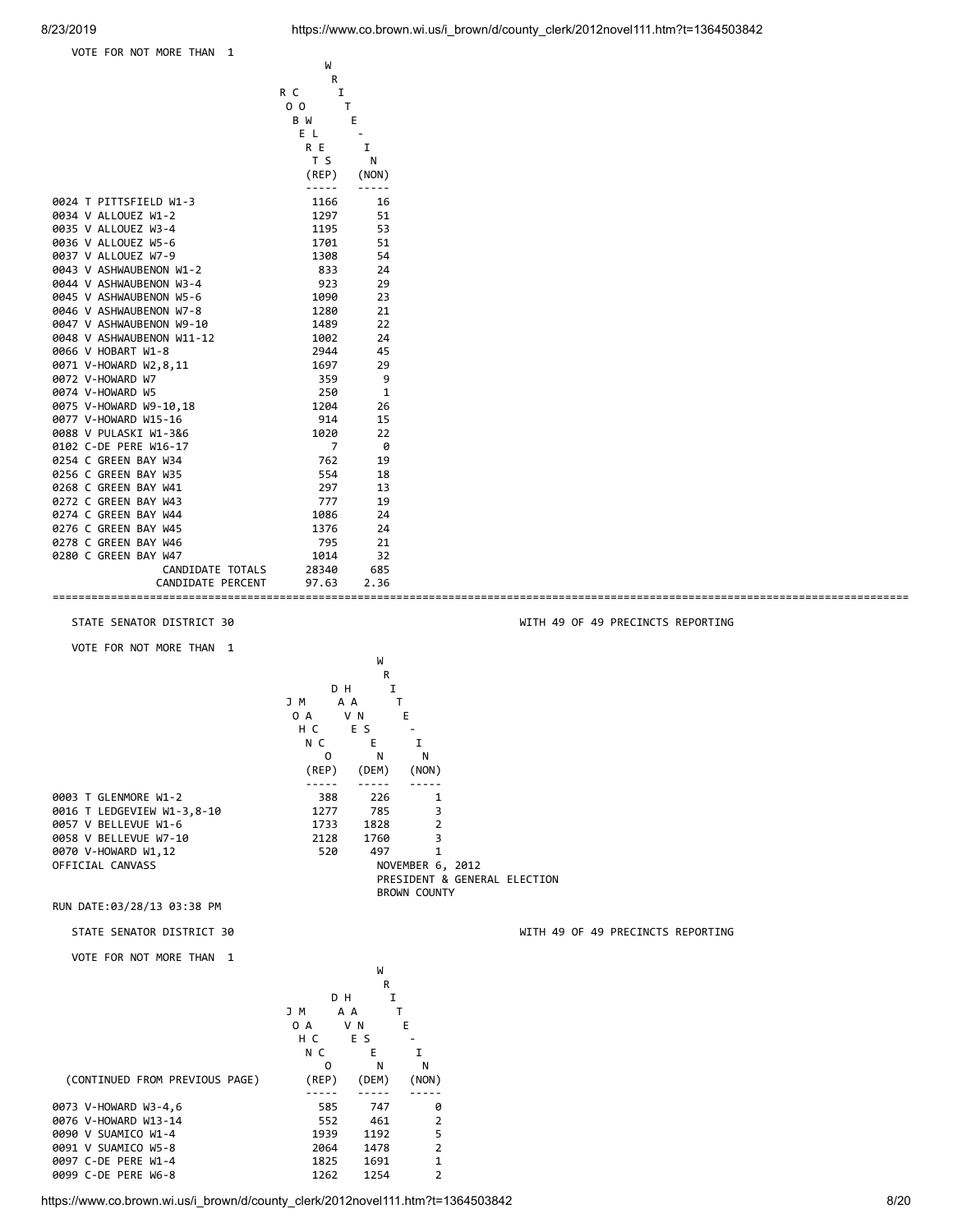VOTE FOR NOT MORE THAN 1

| | ROBERT COWLES (REP) | WRITE-IN (NON) |
|---|---|---|
| 0024 T PITTSFIELD W1-3 | 1166 | 16 |
| 0034 V ALLOUEZ W1-2 | 1297 | 51 |
| 0035 V ALLOUEZ W3-4 | 1195 | 53 |
| 0036 V ALLOUEZ W5-6 | 1701 | 51 |
| 0037 V ALLOUEZ W7-9 | 1308 | 54 |
| 0043 V ASHWAUBENON W1-2 | 833 | 24 |
| 0044 V ASHWAUBENON W3-4 | 923 | 29 |
| 0045 V ASHWAUBENON W5-6 | 1090 | 23 |
| 0046 V ASHWAUBENON W7-8 | 1280 | 21 |
| 0047 V ASHWAUBENON W9-10 | 1489 | 22 |
| 0048 V ASHWAUBENON W11-12 | 1002 | 24 |
| 0066 V HOBART W1-8 | 2944 | 45 |
| 0071 V-HOWARD W2,8,11 | 1697 | 29 |
| 0072 V-HOWARD W7 | 359 | 9 |
| 0074 V-HOWARD W5 | 250 | 1 |
| 0075 V-HOWARD W9-10,18 | 1204 | 26 |
| 0077 V-HOWARD W15-16 | 914 | 15 |
| 0088 V PULASKI W1-3&6 | 1020 | 22 |
| 0102 C-DE PERE W16-17 | 7 | 0 |
| 0254 C GREEN BAY W34 | 762 | 19 |
| 0256 C GREEN BAY W35 | 554 | 18 |
| 0268 C GREEN BAY W41 | 297 | 13 |
| 0272 C GREEN BAY W43 | 777 | 19 |
| 0274 C GREEN BAY W44 | 1086 | 24 |
| 0276 C GREEN BAY W45 | 1376 | 24 |
| 0278 C GREEN BAY W46 | 795 | 21 |
| 0280 C GREEN BAY W47 | 1014 | 32 |
| CANDIDATE TOTALS | 28340 | 685 |
| CANDIDATE PERCENT | 97.63 | 2.36 |

STATE SENATOR DISTRICT 30 — WITH 49 OF 49 PRECINCTS REPORTING

VOTE FOR NOT MORE THAN 1

| | JOHN MACCO (REP) | DAVE HANSEN (DEM) | WRITE-IN (NON) |
|---|---|---|---|
| 0003 T GLENMORE W1-2 | 388 | 226 | 1 |
| 0016 T LEDGEVIEW W1-3,8-10 | 1277 | 785 | 3 |
| 0057 V BELLEVUE W1-6 | 1733 | 1828 | 2 |
| 0058 V BELLEVUE W7-10 | 2128 | 1760 | 3 |
| 0070 V-HOWARD W1,12 | 520 | 497 | 1 |

OFFICIAL CANVASS
NOVEMBER 6, 2012
PRESIDENT & GENERAL ELECTION
BROWN COUNTY

RUN DATE:03/28/13 03:38 PM

STATE SENATOR DISTRICT 30 — WITH 49 OF 49 PRECINCTS REPORTING

VOTE FOR NOT MORE THAN 1

| (CONTINUED FROM PREVIOUS PAGE) | JOHN MACCO (REP) | DAVE HANSEN (DEM) | WRITE-IN (NON) |
|---|---|---|---|
| 0073 V-HOWARD W3-4,6 | 585 | 747 | 0 |
| 0076 V-HOWARD W13-14 | 552 | 461 | 2 |
| 0090 V SUAMICO W1-4 | 1939 | 1192 | 5 |
| 0091 V SUAMICO W5-8 | 2064 | 1478 | 2 |
| 0097 C-DE PERE W1-4 | 1825 | 1691 | 1 |
| 0099 C-DE PERE W6-8 | 1262 | 1254 | 2 |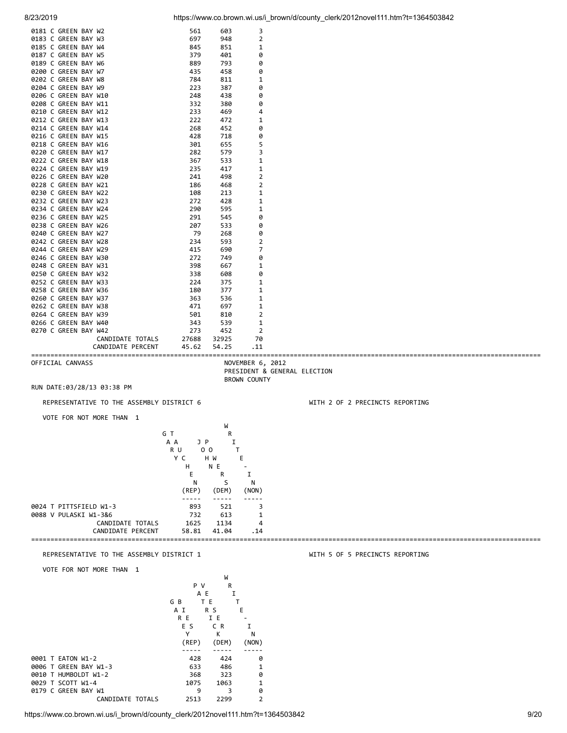| Precinct | | | |
|---|---|---|---|
| 0181 C GREEN BAY W2 | 561 | 603 | 3 |
| 0183 C GREEN BAY W3 | 697 | 948 | 2 |
| 0185 C GREEN BAY W4 | 845 | 851 | 1 |
| 0187 C GREEN BAY W5 | 379 | 401 | 0 |
| 0189 C GREEN BAY W6 | 889 | 793 | 0 |
| 0200 C GREEN BAY W7 | 435 | 458 | 0 |
| 0202 C GREEN BAY W8 | 784 | 811 | 1 |
| 0204 C GREEN BAY W9 | 223 | 387 | 0 |
| 0206 C GREEN BAY W10 | 248 | 438 | 0 |
| 0208 C GREEN BAY W11 | 332 | 380 | 0 |
| 0210 C GREEN BAY W12 | 233 | 469 | 4 |
| 0212 C GREEN BAY W13 | 222 | 472 | 1 |
| 0214 C GREEN BAY W14 | 268 | 452 | 0 |
| 0216 C GREEN BAY W15 | 428 | 718 | 0 |
| 0218 C GREEN BAY W16 | 301 | 655 | 5 |
| 0220 C GREEN BAY W17 | 282 | 579 | 3 |
| 0222 C GREEN BAY W18 | 367 | 533 | 1 |
| 0224 C GREEN BAY W19 | 235 | 417 | 1 |
| 0226 C GREEN BAY W20 | 241 | 498 | 2 |
| 0228 C GREEN BAY W21 | 186 | 468 | 2 |
| 0230 C GREEN BAY W22 | 108 | 213 | 1 |
| 0232 C GREEN BAY W23 | 272 | 428 | 1 |
| 0234 C GREEN BAY W24 | 290 | 595 | 1 |
| 0236 C GREEN BAY W25 | 291 | 545 | 0 |
| 0238 C GREEN BAY W26 | 207 | 533 | 0 |
| 0240 C GREEN BAY W27 | 79 | 268 | 0 |
| 0242 C GREEN BAY W28 | 234 | 593 | 2 |
| 0244 C GREEN BAY W29 | 415 | 690 | 7 |
| 0246 C GREEN BAY W30 | 272 | 749 | 0 |
| 0248 C GREEN BAY W31 | 398 | 667 | 1 |
| 0250 C GREEN BAY W32 | 338 | 608 | 0 |
| 0252 C GREEN BAY W33 | 224 | 375 | 1 |
| 0258 C GREEN BAY W36 | 180 | 377 | 1 |
| 0260 C GREEN BAY W37 | 363 | 536 | 1 |
| 0262 C GREEN BAY W38 | 471 | 697 | 1 |
| 0264 C GREEN BAY W39 | 501 | 810 | 2 |
| 0266 C GREEN BAY W40 | 343 | 539 | 1 |
| 0270 C GREEN BAY W42 | 273 | 452 | 2 |
| CANDIDATE TOTALS | 27688 | 32925 | 70 |
| CANDIDATE PERCENT | 45.62 | 54.25 | .11 |

OFFICIAL CANVASS — NOVEMBER 6, 2012
PRESIDENT & GENERAL ELECTION
BROWN COUNTY

RUN DATE:03/28/13 03:38 PM

## REPRESENTATIVE TO THE ASSEMBLY DISTRICT 6

WITH 2 OF 2 PRECINCTS REPORTING

VOTE FOR NOT MORE THAN 1

| Precinct | GARY TAUCHEN (REP) | JOHN POWERS (DEM) | WRITE-IN (NON) |
|---|---|---|---|
| 0024 T PITTSFIELD W1-3 | 893 | 521 | 3 |
| 0088 V PULASKI W1-3&6 | 732 | 613 | 1 |
| CANDIDATE TOTALS | 1625 | 1134 | 4 |
| CANDIDATE PERCENT | 58.81 | 41.04 | .14 |

## REPRESENTATIVE TO THE ASSEMBLY DISTRICT 1

WITH 5 OF 5 PRECINCTS REPORTING

VOTE FOR NOT MORE THAN 1

| Precinct | GARY BIES (REP) | PATVERSERIECK (DEM) | WRITE-IN (NON) |
|---|---|---|---|
| 0001 T EATON W1-2 | 428 | 424 | 0 |
| 0006 T GREEN BAY W1-3 | 633 | 486 | 1 |
| 0010 T HUMBOLDT W1-2 | 368 | 323 | 0 |
| 0029 T SCOTT W1-4 | 1075 | 1063 | 1 |
| 0179 C GREEN BAY W1 | 9 | 3 | 0 |
| CANDIDATE TOTALS | 2513 | 2299 | 2 |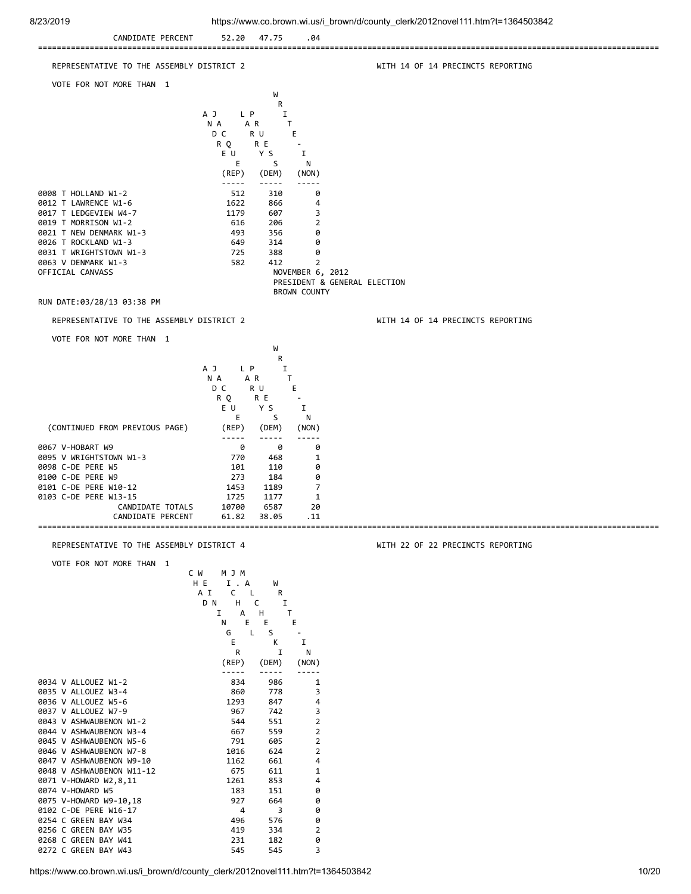| | | | |
|---|---|---|---|
| CANDIDATE PERCENT | 52.20 | 47.75 | .04 |

## REPRESENTATIVE TO THE ASSEMBLY DISTRICT 2

WITH 14 OF 14 PRECINCTS REPORTING

VOTE FOR NOT MORE THAN 1

| | ANDRE JACQUE (REP) | LARRY PURES (DEM) | WRITE-IN (NON) |
|---|---|---|---|
| 0008 T HOLLAND W1-2 | 512 | 310 | 0 |
| 0012 T LAWRENCE W1-6 | 1622 | 866 | 4 |
| 0017 T LEDGEVIEW W4-7 | 1179 | 607 | 3 |
| 0019 T MORRISON W1-2 | 616 | 206 | 2 |
| 0021 T NEW DENMARK W1-3 | 493 | 356 | 0 |
| 0026 T ROCKLAND W1-3 | 649 | 314 | 0 |
| 0031 T WRIGHTSTOWN W1-3 | 725 | 388 | 0 |
| 0063 V DENMARK W1-3 | 582 | 412 | 2 |

OFFICIAL CANVASS

NOVEMBER 6, 2012
PRESIDENT & GENERAL ELECTION
BROWN COUNTY

RUN DATE:03/28/13 03:38 PM

## REPRESENTATIVE TO THE ASSEMBLY DISTRICT 2

WITH 14 OF 14 PRECINCTS REPORTING

VOTE FOR NOT MORE THAN 1

| (CONTINUED FROM PREVIOUS PAGE) | ANDRE JACQUE (REP) | LARRY PURES (DEM) | WRITE-IN (NON) |
|---|---|---|---|
| 0067 V-HOBART W9 | 0 | 0 | 0 |
| 0095 V WRIGHTSTOWN W1-3 | 770 | 468 | 1 |
| 0098 C-DE PERE W5 | 101 | 110 | 0 |
| 0100 C-DE PERE W9 | 273 | 184 | 0 |
| 0101 C-DE PERE W10-12 | 1453 | 1189 | 7 |
| 0103 C-DE PERE W13-15 | 1725 | 1177 | 1 |
| CANDIDATE TOTALS | 10700 | 6587 | 20 |
| CANDIDATE PERCENT | 61.82 | 38.05 | .11 |

## REPRESENTATIVE TO THE ASSEMBLY DISTRICT 4

WITH 22 OF 22 PRECINCTS REPORTING

VOTE FOR NOT MORE THAN 1

| | CHAD WEININGER (REP) | MICHAEL J. MALCHESKI (DEM) | WRITE-IN (NON) |
|---|---|---|---|
| 0034 V ALLOUEZ W1-2 | 834 | 986 | 1 |
| 0035 V ALLOUEZ W3-4 | 860 | 778 | 3 |
| 0036 V ALLOUEZ W5-6 | 1293 | 847 | 4 |
| 0037 V ALLOUEZ W7-9 | 967 | 742 | 3 |
| 0043 V ASHWAUBENON W1-2 | 544 | 551 | 2 |
| 0044 V ASHWAUBENON W3-4 | 667 | 559 | 2 |
| 0045 V ASHWAUBENON W5-6 | 791 | 605 | 2 |
| 0046 V ASHWAUBENON W7-8 | 1016 | 624 | 2 |
| 0047 V ASHWAUBENON W9-10 | 1162 | 661 | 4 |
| 0048 V ASHWAUBENON W11-12 | 675 | 611 | 1 |
| 0071 V-HOWARD W2,8,11 | 1261 | 853 | 4 |
| 0074 V-HOWARD W5 | 183 | 151 | 0 |
| 0075 V-HOWARD W9-10,18 | 927 | 664 | 0 |
| 0102 C-DE PERE W16-17 | 4 | 3 | 0 |
| 0254 C GREEN BAY W34 | 496 | 576 | 0 |
| 0256 C GREEN BAY W35 | 419 | 334 | 2 |
| 0268 C GREEN BAY W41 | 231 | 182 | 0 |
| 0272 C GREEN BAY W43 | 545 | 545 | 3 |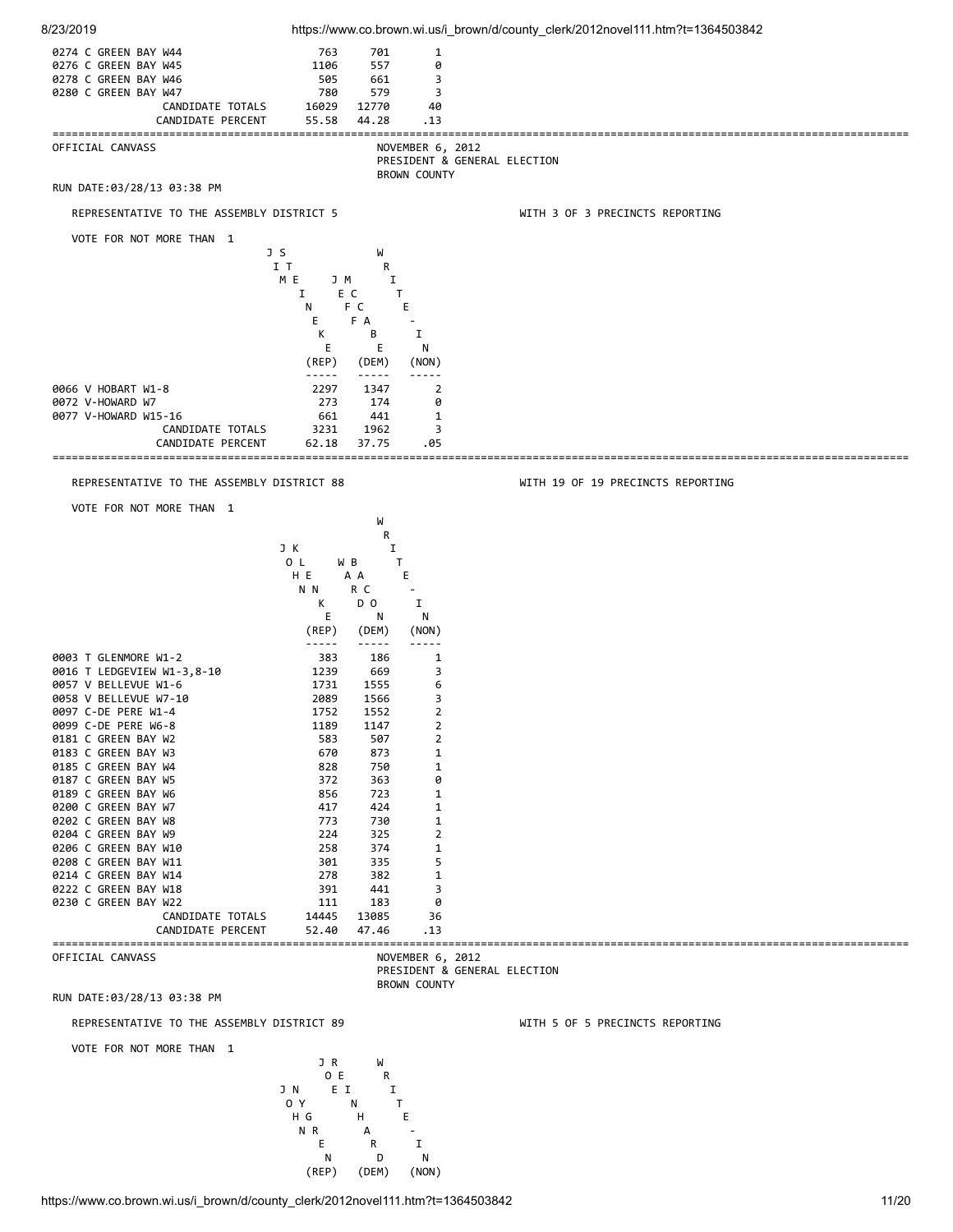| | | | |
|---|---|---|---|
| 0274 C GREEN BAY W44 | 763 | 701 | 1 |
| 0276 C GREEN BAY W45 | 1106 | 557 | 0 |
| 0278 C GREEN BAY W46 | 505 | 661 | 3 |
| 0280 C GREEN BAY W47 | 780 | 579 | 3 |
| CANDIDATE TOTALS | 16029 | 12770 | 40 |
| CANDIDATE PERCENT | 55.58 | 44.28 | .13 |

OFFICIAL CANVASS

NOVEMBER 6, 2012
PRESIDENT & GENERAL ELECTION
BROWN COUNTY

RUN DATE:03/28/13 03:38 PM

## REPRESENTATIVE TO THE ASSEMBLY DISTRICT 5

WITH 3 OF 3 PRECINCTS REPORTING

VOTE FOR NOT MORE THAN 1

| | JIM STEINEKE (REP) | JIM MCCABE (DEM) | WRITE-IN (NON) |
|---|---|---|---|
| 0066 V HOBART W1-8 | 2297 | 1347 | 2 |
| 0072 V-HOWARD W7 | 273 | 174 | 0 |
| 0077 V-HOWARD W15-16 | 661 | 441 | 1 |
| CANDIDATE TOTALS | 3231 | 1962 | 3 |
| CANDIDATE PERCENT | 62.18 | 37.75 | .05 |

## REPRESENTATIVE TO THE ASSEMBLY DISTRICT 88

WITH 19 OF 19 PRECINCTS REPORTING

VOTE FOR NOT MORE THAN 1

| | JOHN KLENKE (REP) | WBAACDON (DEM) | WRITE-IN (NON) |
|---|---|---|---|
| 0003 T GLENMORE W1-2 | 383 | 186 | 1 |
| 0016 T LEDGEVIEW W1-3,8-10 | 1239 | 669 | 3 |
| 0057 V BELLEVUE W1-6 | 1731 | 1555 | 6 |
| 0058 V BELLEVUE W7-10 | 2089 | 1566 | 3 |
| 0097 C-DE PERE W1-4 | 1752 | 1552 | 2 |
| 0099 C-DE PERE W6-8 | 1189 | 1147 | 2 |
| 0181 C GREEN BAY W2 | 583 | 507 | 2 |
| 0183 C GREEN BAY W3 | 670 | 873 | 1 |
| 0185 C GREEN BAY W4 | 828 | 750 | 1 |
| 0187 C GREEN BAY W5 | 372 | 363 | 0 |
| 0189 C GREEN BAY W6 | 856 | 723 | 1 |
| 0200 C GREEN BAY W7 | 417 | 424 | 1 |
| 0202 C GREEN BAY W8 | 773 | 730 | 1 |
| 0204 C GREEN BAY W9 | 224 | 325 | 2 |
| 0206 C GREEN BAY W10 | 258 | 374 | 1 |
| 0208 C GREEN BAY W11 | 301 | 335 | 5 |
| 0214 C GREEN BAY W14 | 278 | 382 | 1 |
| 0222 C GREEN BAY W18 | 391 | 441 | 3 |
| 0230 C GREEN BAY W22 | 111 | 183 | 0 |
| CANDIDATE TOTALS | 14445 | 13085 | 36 |
| CANDIDATE PERCENT | 52.40 | 47.46 | .13 |

OFFICIAL CANVASS

NOVEMBER 6, 2012
PRESIDENT & GENERAL ELECTION
BROWN COUNTY

RUN DATE:03/28/13 03:38 PM

## REPRESENTATIVE TO THE ASSEMBLY DISTRICT 89

WITH 5 OF 5 PRECINCTS REPORTING

VOTE FOR NOT MORE THAN 1

| | JOHN NYGREN (REP) | RON REINHARD (DEM) | WRITE-IN (NON) |
|---|---|---|---|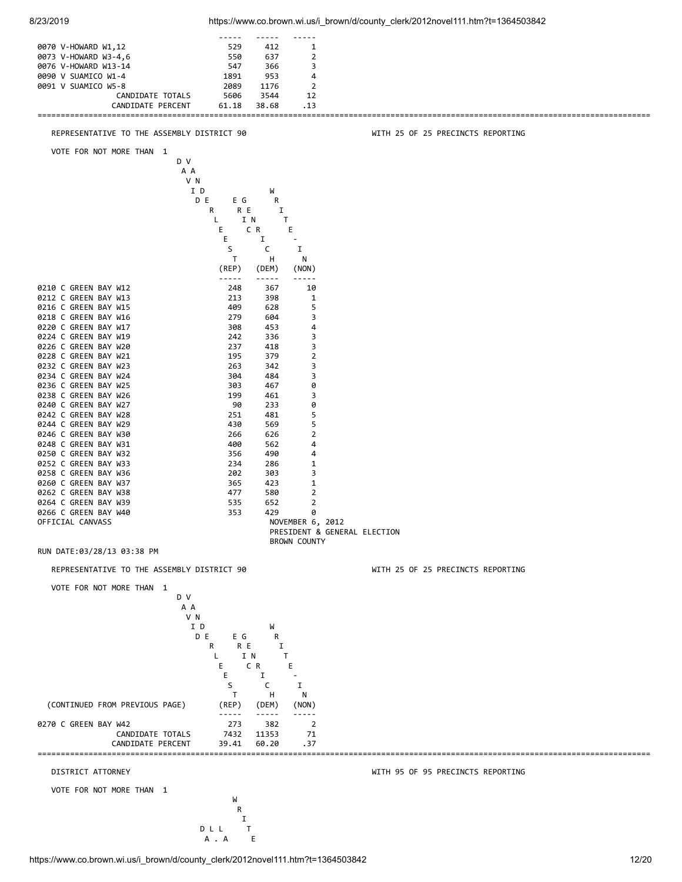| Precinct | | | |
|---|---|---|---|
| 0070 V-HOWARD W1,12 | 529 | 412 | 1 |
| 0073 V-HOWARD W3-4,6 | 550 | 637 | 2 |
| 0076 V-HOWARD W13-14 | 547 | 366 | 3 |
| 0090 V SUAMICO W1-4 | 1891 | 953 | 4 |
| 0091 V SUAMICO W5-8 | 2089 | 1176 | 2 |
| CANDIDATE TOTALS | 5606 | 3544 | 12 |
| CANDIDATE PERCENT | 61.18 | 38.68 | .13 |

## REPRESENTATIVE TO THE ASSEMBLY DISTRICT 90

WITH 25 OF 25 PRECINCTS REPORTING

VOTE FOR NOT MORE THAN 1

| Precinct | DAVID VANDERLEEST (REP) | ERIC GENRICH (DEM) | WRITE-IN (NON) |
|---|---|---|---|
| 0210 C GREEN BAY W12 | 248 | 367 | 10 |
| 0212 C GREEN BAY W13 | 213 | 398 | 1 |
| 0216 C GREEN BAY W15 | 409 | 628 | 5 |
| 0218 C GREEN BAY W16 | 279 | 604 | 3 |
| 0220 C GREEN BAY W17 | 308 | 453 | 4 |
| 0224 C GREEN BAY W19 | 242 | 336 | 3 |
| 0226 C GREEN BAY W20 | 237 | 418 | 3 |
| 0228 C GREEN BAY W21 | 195 | 379 | 2 |
| 0232 C GREEN BAY W23 | 263 | 342 | 3 |
| 0234 C GREEN BAY W24 | 304 | 484 | 3 |
| 0236 C GREEN BAY W25 | 303 | 467 | 0 |
| 0238 C GREEN BAY W26 | 199 | 461 | 3 |
| 0240 C GREEN BAY W27 | 90 | 233 | 0 |
| 0242 C GREEN BAY W28 | 251 | 481 | 5 |
| 0244 C GREEN BAY W29 | 430 | 569 | 5 |
| 0246 C GREEN BAY W30 | 266 | 626 | 2 |
| 0248 C GREEN BAY W31 | 400 | 562 | 4 |
| 0250 C GREEN BAY W32 | 356 | 490 | 4 |
| 0252 C GREEN BAY W33 | 234 | 286 | 1 |
| 0258 C GREEN BAY W36 | 202 | 303 | 3 |
| 0260 C GREEN BAY W37 | 365 | 423 | 1 |
| 0262 C GREEN BAY W38 | 477 | 580 | 2 |
| 0264 C GREEN BAY W39 | 535 | 652 | 2 |
| 0266 C GREEN BAY W40 | 353 | 429 | 0 |

OFFICIAL CANVASS NOVEMBER 6, 2012
PRESIDENT & GENERAL ELECTION
BROWN COUNTY

RUN DATE:03/28/13 03:38 PM

## REPRESENTATIVE TO THE ASSEMBLY DISTRICT 90

WITH 25 OF 25 PRECINCTS REPORTING

VOTE FOR NOT MORE THAN 1

| (CONTINUED FROM PREVIOUS PAGE) | DAVID VANDERLEEST (REP) | ERIC GENRICH (DEM) | WRITE-IN (NON) |
|---|---|---|---|
| 0270 C GREEN BAY W42 | 273 | 382 | 2 |
| CANDIDATE TOTALS | 7432 | 11353 | 71 |
| CANDIDATE PERCENT | 39.41 | 60.20 | .37 |

## DISTRICT ATTORNEY

WITH 95 OF 95 PRECINCTS REPORTING

VOTE FOR NOT MORE THAN 1

| D L L A . A | WRITE |
|---|---|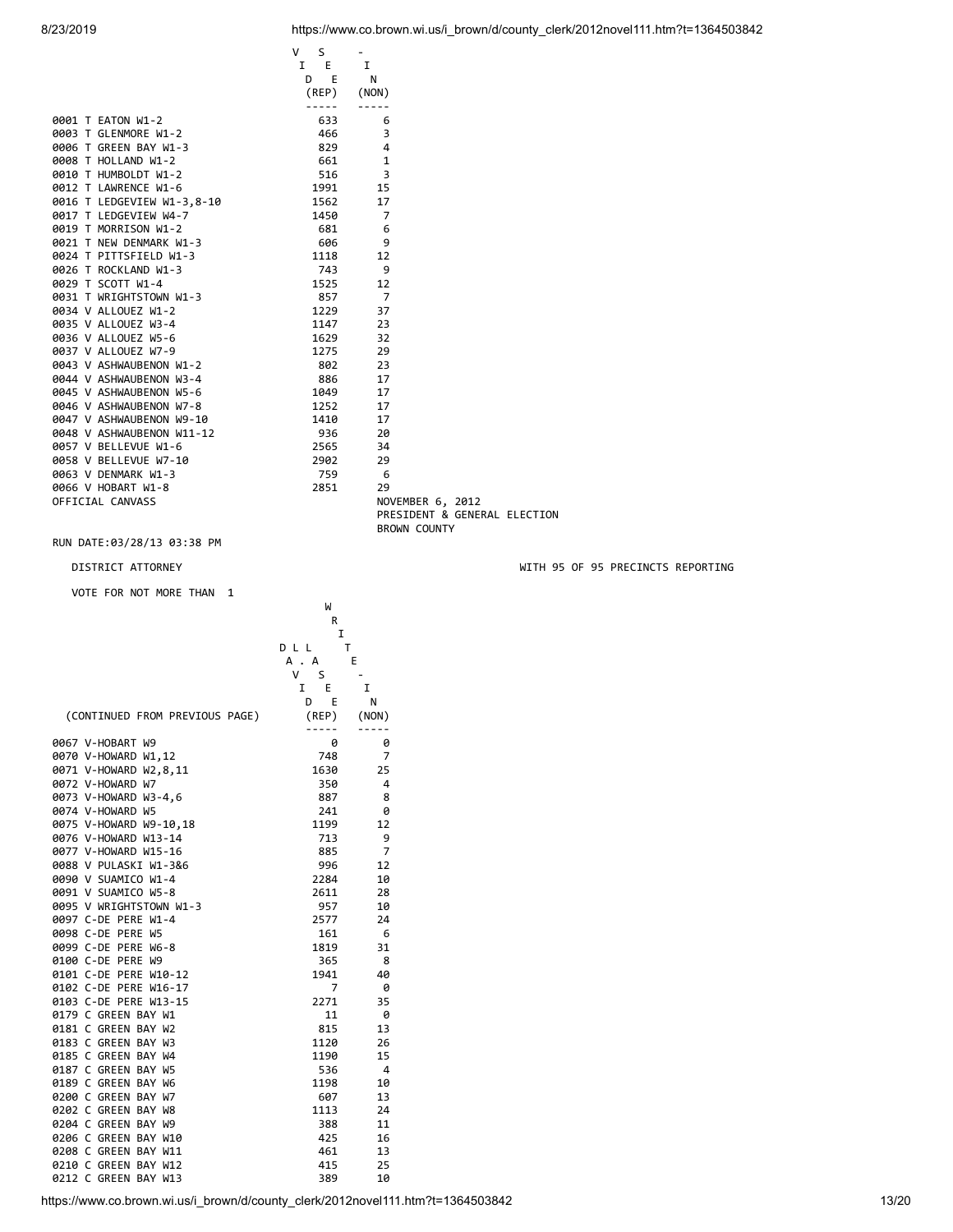| | DAVID L. LASEE (REP) | WRITE-IN (NON) |
|---|---|---|
| 0001 T EATON W1-2 | 633 | 6 |
| 0003 T GLENMORE W1-2 | 466 | 3 |
| 0006 T GREEN BAY W1-3 | 829 | 4 |
| 0008 T HOLLAND W1-2 | 661 | 1 |
| 0010 T HUMBOLDT W1-2 | 516 | 3 |
| 0012 T LAWRENCE W1-6 | 1991 | 15 |
| 0016 T LEDGEVIEW W1-3,8-10 | 1562 | 17 |
| 0017 T LEDGEVIEW W4-7 | 1450 | 7 |
| 0019 T MORRISON W1-2 | 681 | 6 |
| 0021 T NEW DENMARK W1-3 | 606 | 9 |
| 0024 T PITTSFIELD W1-3 | 1118 | 12 |
| 0026 T ROCKLAND W1-3 | 743 | 9 |
| 0029 T SCOTT W1-4 | 1525 | 12 |
| 0031 T WRIGHTSTOWN W1-3 | 857 | 7 |
| 0034 V ALLOUEZ W1-2 | 1229 | 37 |
| 0035 V ALLOUEZ W3-4 | 1147 | 23 |
| 0036 V ALLOUEZ W5-6 | 1629 | 32 |
| 0037 V ALLOUEZ W7-9 | 1275 | 29 |
| 0043 V ASHWAUBENON W1-2 | 802 | 23 |
| 0044 V ASHWAUBENON W3-4 | 886 | 17 |
| 0045 V ASHWAUBENON W5-6 | 1049 | 17 |
| 0046 V ASHWAUBENON W7-8 | 1252 | 17 |
| 0047 V ASHWAUBENON W9-10 | 1410 | 17 |
| 0048 V ASHWAUBENON W11-12 | 936 | 20 |
| 0057 V BELLEVUE W1-6 | 2565 | 34 |
| 0058 V BELLEVUE W7-10 | 2902 | 29 |
| 0063 V DENMARK W1-3 | 759 | 6 |
| 0066 V HOBART W1-8 | 2851 | 29 |

OFFICIAL CANVASS

NOVEMBER 6, 2012
PRESIDENT & GENERAL ELECTION
BROWN COUNTY

RUN DATE:03/28/13 03:38 PM

DISTRICT ATTORNEY

WITH 95 OF 95 PRECINCTS REPORTING

VOTE FOR NOT MORE THAN 1

| (CONTINUED FROM PREVIOUS PAGE) | DAVID L. LASEE (REP) | WRITE-IN (NON) |
|---|---|---|
| 0067 V-HOBART W9 | 0 | 0 |
| 0070 V-HOWARD W1,12 | 748 | 7 |
| 0071 V-HOWARD W2,8,11 | 1630 | 25 |
| 0072 V-HOWARD W7 | 350 | 4 |
| 0073 V-HOWARD W3-4,6 | 887 | 8 |
| 0074 V-HOWARD W5 | 241 | 0 |
| 0075 V-HOWARD W9-10,18 | 1199 | 12 |
| 0076 V-HOWARD W13-14 | 713 | 9 |
| 0077 V-HOWARD W15-16 | 885 | 7 |
| 0088 V PULASKI W1-3&6 | 996 | 12 |
| 0090 V SUAMICO W1-4 | 2284 | 10 |
| 0091 V SUAMICO W5-8 | 2611 | 28 |
| 0095 V WRIGHTSTOWN W1-3 | 957 | 10 |
| 0097 C-DE PERE W1-4 | 2577 | 24 |
| 0098 C-DE PERE W5 | 161 | 6 |
| 0099 C-DE PERE W6-8 | 1819 | 31 |
| 0100 C-DE PERE W9 | 365 | 8 |
| 0101 C-DE PERE W10-12 | 1941 | 40 |
| 0102 C-DE PERE W16-17 | 7 | 0 |
| 0103 C-DE PERE W13-15 | 2271 | 35 |
| 0179 C GREEN BAY W1 | 11 | 0 |
| 0181 C GREEN BAY W2 | 815 | 13 |
| 0183 C GREEN BAY W3 | 1120 | 26 |
| 0185 C GREEN BAY W4 | 1190 | 15 |
| 0187 C GREEN BAY W5 | 536 | 4 |
| 0189 C GREEN BAY W6 | 1198 | 10 |
| 0200 C GREEN BAY W7 | 607 | 13 |
| 0202 C GREEN BAY W8 | 1113 | 24 |
| 0204 C GREEN BAY W9 | 388 | 11 |
| 0206 C GREEN BAY W10 | 425 | 16 |
| 0208 C GREEN BAY W11 | 461 | 13 |
| 0210 C GREEN BAY W12 | 415 | 25 |
| 0212 C GREEN BAY W13 | 389 | 10 |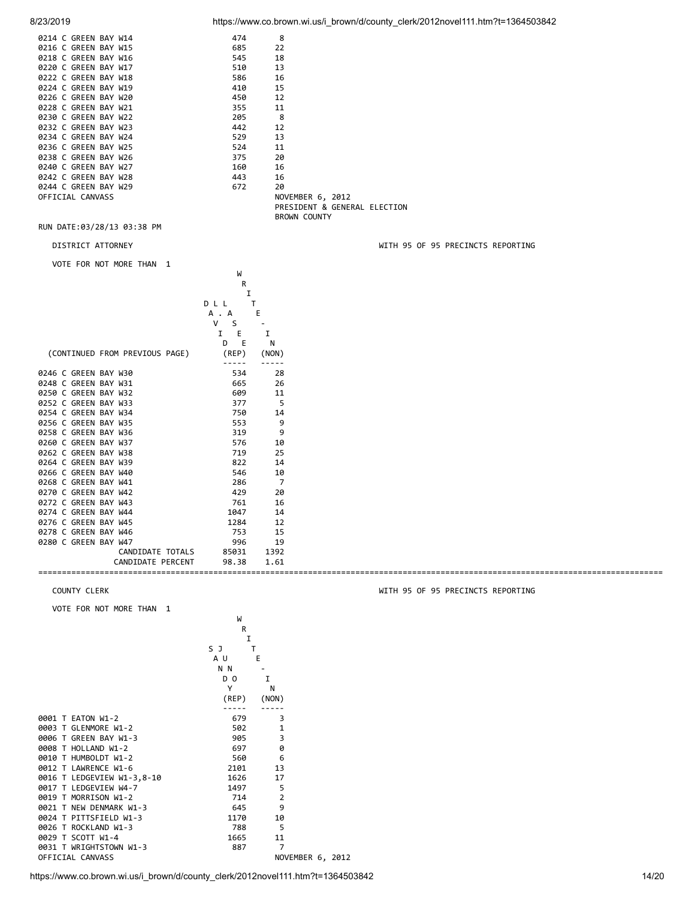| | | |
|---|---|---|
| 0214 C GREEN BAY W14 | 474 | 8 |
| 0216 C GREEN BAY W15 | 685 | 22 |
| 0218 C GREEN BAY W16 | 545 | 18 |
| 0220 C GREEN BAY W17 | 510 | 13 |
| 0222 C GREEN BAY W18 | 586 | 16 |
| 0224 C GREEN BAY W19 | 410 | 15 |
| 0226 C GREEN BAY W20 | 450 | 12 |
| 0228 C GREEN BAY W21 | 355 | 11 |
| 0230 C GREEN BAY W22 | 205 | 8 |
| 0232 C GREEN BAY W23 | 442 | 12 |
| 0234 C GREEN BAY W24 | 529 | 13 |
| 0236 C GREEN BAY W25 | 524 | 11 |
| 0238 C GREEN BAY W26 | 375 | 20 |
| 0240 C GREEN BAY W27 | 160 | 16 |
| 0242 C GREEN BAY W28 | 443 | 16 |
| 0244 C GREEN BAY W29 | 672 | 20 |

OFFICIAL CANVASS

NOVEMBER 6, 2012
PRESIDENT & GENERAL ELECTION
BROWN COUNTY

RUN DATE:03/28/13 03:38 PM

DISTRICT ATTORNEY — WITH 95 OF 95 PRECINCTS REPORTING

VOTE FOR NOT MORE THAN 1

| (CONTINUED FROM PREVIOUS PAGE) | DAVID L. LASEE (REP) | WRITE-IN (NON) |
|---|---|---|
| 0246 C GREEN BAY W30 | 534 | 28 |
| 0248 C GREEN BAY W31 | 665 | 26 |
| 0250 C GREEN BAY W32 | 609 | 11 |
| 0252 C GREEN BAY W33 | 377 | 5 |
| 0254 C GREEN BAY W34 | 750 | 14 |
| 0256 C GREEN BAY W35 | 553 | 9 |
| 0258 C GREEN BAY W36 | 319 | 9 |
| 0260 C GREEN BAY W37 | 576 | 10 |
| 0262 C GREEN BAY W38 | 719 | 25 |
| 0264 C GREEN BAY W39 | 822 | 14 |
| 0266 C GREEN BAY W40 | 546 | 10 |
| 0268 C GREEN BAY W41 | 286 | 7 |
| 0270 C GREEN BAY W42 | 429 | 20 |
| 0272 C GREEN BAY W43 | 761 | 16 |
| 0274 C GREEN BAY W44 | 1047 | 14 |
| 0276 C GREEN BAY W45 | 1284 | 12 |
| 0278 C GREEN BAY W46 | 753 | 15 |
| 0280 C GREEN BAY W47 | 996 | 19 |
| CANDIDATE TOTALS | 85031 | 1392 |
| CANDIDATE PERCENT | 98.38 | 1.61 |

COUNTY CLERK — WITH 95 OF 95 PRECINCTS REPORTING

VOTE FOR NOT MORE THAN 1

| | SANDY JUNO (REP) | WRITE-IN (NON) |
|---|---|---|
| 0001 T EATON W1-2 | 679 | 3 |
| 0003 T GLENMORE W1-2 | 502 | 1 |
| 0006 T GREEN BAY W1-3 | 905 | 3 |
| 0008 T HOLLAND W1-2 | 697 | 0 |
| 0010 T HUMBOLDT W1-2 | 560 | 6 |
| 0012 T LAWRENCE W1-6 | 2101 | 13 |
| 0016 T LEDGEVIEW W1-3,8-10 | 1626 | 17 |
| 0017 T LEDGEVIEW W4-7 | 1497 | 5 |
| 0019 T MORRISON W1-2 | 714 | 2 |
| 0021 T NEW DENMARK W1-3 | 645 | 9 |
| 0024 T PITTSFIELD W1-3 | 1170 | 10 |
| 0026 T ROCKLAND W1-3 | 788 | 5 |
| 0029 T SCOTT W1-4 | 1665 | 11 |
| 0031 T WRIGHTSTOWN W1-3 | 887 | 7 |

OFFICIAL CANVASS

NOVEMBER 6, 2012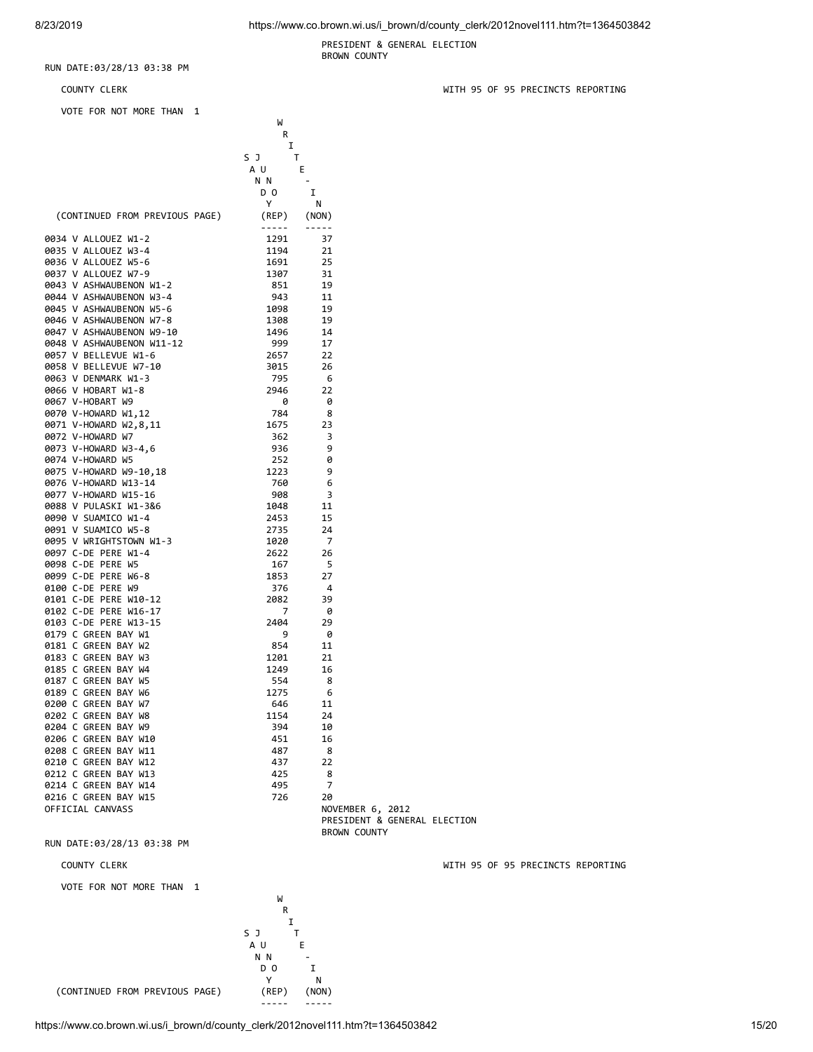PRESIDENT & GENERAL ELECTION
BROWN COUNTY

RUN DATE:03/28/13 03:38 PM

COUNTY CLERK WITH 95 OF 95 PRECINCTS REPORTING

VOTE FOR NOT MORE THAN 1

| (CONTINUED FROM PREVIOUS PAGE) | SAJUNNDOY (REP) | WRITE-IN (NON) |
|---|---|---|
| 0034 V ALLOUEZ W1-2 | 1291 | 37 |
| 0035 V ALLOUEZ W3-4 | 1194 | 21 |
| 0036 V ALLOUEZ W5-6 | 1691 | 25 |
| 0037 V ALLOUEZ W7-9 | 1307 | 31 |
| 0043 V ASHWAUBENON W1-2 | 851 | 19 |
| 0044 V ASHWAUBENON W3-4 | 943 | 11 |
| 0045 V ASHWAUBENON W5-6 | 1098 | 19 |
| 0046 V ASHWAUBENON W7-8 | 1308 | 19 |
| 0047 V ASHWAUBENON W9-10 | 1496 | 14 |
| 0048 V ASHWAUBENON W11-12 | 999 | 17 |
| 0057 V BELLEVUE W1-6 | 2657 | 22 |
| 0058 V BELLEVUE W7-10 | 3015 | 26 |
| 0063 V DENMARK W1-3 | 795 | 6 |
| 0066 V HOBART W1-8 | 2946 | 22 |
| 0067 V-HOBART W9 | 0 | 0 |
| 0070 V-HOWARD W1,12 | 784 | 8 |
| 0071 V-HOWARD W2,8,11 | 1675 | 23 |
| 0072 V-HOWARD W7 | 362 | 3 |
| 0073 V-HOWARD W3-4,6 | 936 | 9 |
| 0074 V-HOWARD W5 | 252 | 0 |
| 0075 V-HOWARD W9-10,18 | 1223 | 9 |
| 0076 V-HOWARD W13-14 | 760 | 6 |
| 0077 V-HOWARD W15-16 | 908 | 3 |
| 0088 V PULASKI W1-3&6 | 1048 | 11 |
| 0090 V SUAMICO W1-4 | 2453 | 15 |
| 0091 V SUAMICO W5-8 | 2735 | 24 |
| 0095 V WRIGHTSTOWN W1-3 | 1020 | 7 |
| 0097 C-DE PERE W1-4 | 2622 | 26 |
| 0098 C-DE PERE W5 | 167 | 5 |
| 0099 C-DE PERE W6-8 | 1853 | 27 |
| 0100 C-DE PERE W9 | 376 | 4 |
| 0101 C-DE PERE W10-12 | 2082 | 39 |
| 0102 C-DE PERE W16-17 | 7 | 0 |
| 0103 C-DE PERE W13-15 | 2404 | 29 |
| 0179 C GREEN BAY W1 | 9 | 0 |
| 0181 C GREEN BAY W2 | 854 | 11 |
| 0183 C GREEN BAY W3 | 1201 | 21 |
| 0185 C GREEN BAY W4 | 1249 | 16 |
| 0187 C GREEN BAY W5 | 554 | 8 |
| 0189 C GREEN BAY W6 | 1275 | 6 |
| 0200 C GREEN BAY W7 | 646 | 11 |
| 0202 C GREEN BAY W8 | 1154 | 24 |
| 0204 C GREEN BAY W9 | 394 | 10 |
| 0206 C GREEN BAY W10 | 451 | 16 |
| 0208 C GREEN BAY W11 | 487 | 8 |
| 0210 C GREEN BAY W12 | 437 | 22 |
| 0212 C GREEN BAY W13 | 425 | 8 |
| 0214 C GREEN BAY W14 | 495 | 7 |
| 0216 C GREEN BAY W15 | 726 | 20 |

OFFICIAL CANVASS

NOVEMBER 6, 2012
PRESIDENT & GENERAL ELECTION
BROWN COUNTY

RUN DATE:03/28/13 03:38 PM

COUNTY CLERK WITH 95 OF 95 PRECINCTS REPORTING

VOTE FOR NOT MORE THAN 1

| (CONTINUED FROM PREVIOUS PAGE) | SAJUNNDOY (REP) | WRITE-IN (NON) |
|---|---|---|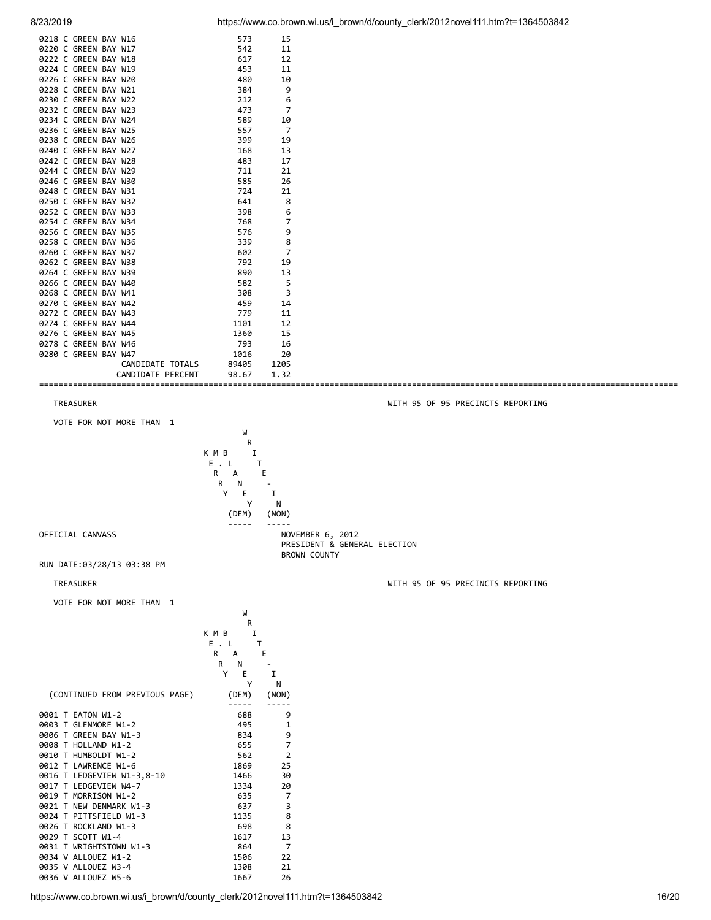| | | |
|---|---|---|
| 0218 C GREEN BAY W16 | 573 | 15 |
| 0220 C GREEN BAY W17 | 542 | 11 |
| 0222 C GREEN BAY W18 | 617 | 12 |
| 0224 C GREEN BAY W19 | 453 | 11 |
| 0226 C GREEN BAY W20 | 480 | 10 |
| 0228 C GREEN BAY W21 | 384 | 9 |
| 0230 C GREEN BAY W22 | 212 | 6 |
| 0232 C GREEN BAY W23 | 473 | 7 |
| 0234 C GREEN BAY W24 | 589 | 10 |
| 0236 C GREEN BAY W25 | 557 | 7 |
| 0238 C GREEN BAY W26 | 399 | 19 |
| 0240 C GREEN BAY W27 | 168 | 13 |
| 0242 C GREEN BAY W28 | 483 | 17 |
| 0244 C GREEN BAY W29 | 711 | 21 |
| 0246 C GREEN BAY W30 | 585 | 26 |
| 0248 C GREEN BAY W31 | 724 | 21 |
| 0250 C GREEN BAY W32 | 641 | 8 |
| 0252 C GREEN BAY W33 | 398 | 6 |
| 0254 C GREEN BAY W34 | 768 | 7 |
| 0256 C GREEN BAY W35 | 576 | 9 |
| 0258 C GREEN BAY W36 | 339 | 8 |
| 0260 C GREEN BAY W37 | 602 | 7 |
| 0262 C GREEN BAY W38 | 792 | 19 |
| 0264 C GREEN BAY W39 | 890 | 13 |
| 0266 C GREEN BAY W40 | 582 | 5 |
| 0268 C GREEN BAY W41 | 308 | 3 |
| 0270 C GREEN BAY W42 | 459 | 14 |
| 0272 C GREEN BAY W43 | 779 | 11 |
| 0274 C GREEN BAY W44 | 1101 | 12 |
| 0276 C GREEN BAY W45 | 1360 | 15 |
| 0278 C GREEN BAY W46 | 793 | 16 |
| 0280 C GREEN BAY W47 | 1016 | 20 |
| CANDIDATE TOTALS | 89405 | 1205 |
| CANDIDATE PERCENT | 98.67 | 1.32 |

TREASURER — WITH 95 OF 95 PRECINCTS REPORTING

VOTE FOR NOT MORE THAN 1

OFFICIAL CANVASS

NOVEMBER 6, 2012
PRESIDENT & GENERAL ELECTION
BROWN COUNTY

RUN DATE:03/28/13 03:38 PM

TREASURER — WITH 95 OF 95 PRECINCTS REPORTING

VOTE FOR NOT MORE THAN 1

| (CONTINUED FROM PREVIOUS PAGE) | KERRY ERDMANN (DEM) | WRITE-IN (NON) |
|---|---|---|
| 0001 T EATON W1-2 | 688 | 9 |
| 0003 T GLENMORE W1-2 | 495 | 1 |
| 0006 T GREEN BAY W1-3 | 834 | 9 |
| 0008 T HOLLAND W1-2 | 655 | 7 |
| 0010 T HUMBOLDT W1-2 | 562 | 2 |
| 0012 T LAWRENCE W1-6 | 1869 | 25 |
| 0016 T LEDGEVIEW W1-3,8-10 | 1466 | 30 |
| 0017 T LEDGEVIEW W4-7 | 1334 | 20 |
| 0019 T MORRISON W1-2 | 635 | 7 |
| 0021 T NEW DENMARK W1-3 | 637 | 3 |
| 0024 T PITTSFIELD W1-3 | 1135 | 8 |
| 0026 T ROCKLAND W1-3 | 698 | 8 |
| 0029 T SCOTT W1-4 | 1617 | 13 |
| 0031 T WRIGHTSTOWN W1-3 | 864 | 7 |
| 0034 V ALLOUEZ W1-2 | 1506 | 22 |
| 0035 V ALLOUEZ W3-4 | 1308 | 21 |
| 0036 V ALLOUEZ W5-6 | 1667 | 26 |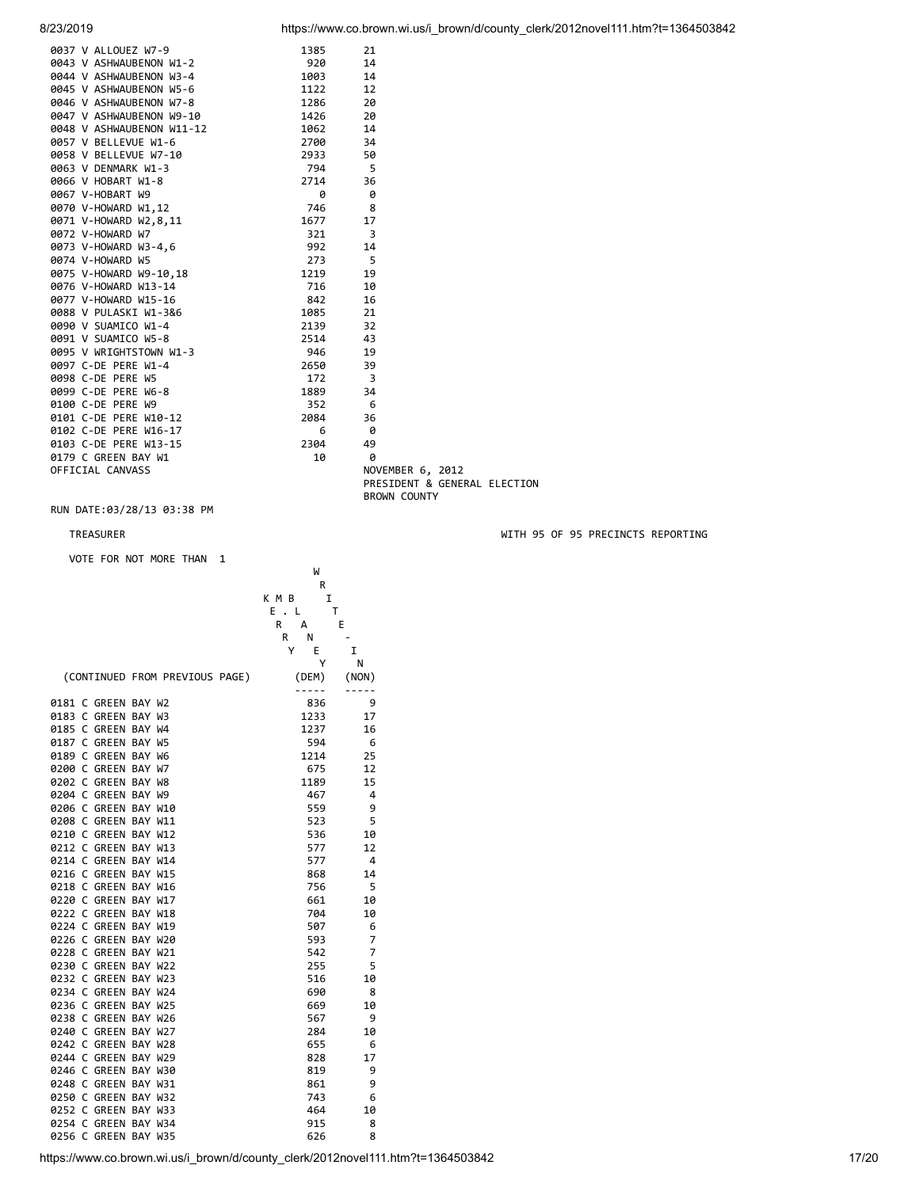| | | |
|---|---|---|
| 0037 V ALLOUEZ W7-9 | 1385 | 21 |
| 0043 V ASHWAUBENON W1-2 | 920 | 14 |
| 0044 V ASHWAUBENON W3-4 | 1003 | 14 |
| 0045 V ASHWAUBENON W5-6 | 1122 | 12 |
| 0046 V ASHWAUBENON W7-8 | 1286 | 20 |
| 0047 V ASHWAUBENON W9-10 | 1426 | 20 |
| 0048 V ASHWAUBENON W11-12 | 1062 | 14 |
| 0057 V BELLEVUE W1-6 | 2700 | 34 |
| 0058 V BELLEVUE W7-10 | 2933 | 50 |
| 0063 V DENMARK W1-3 | 794 | 5 |
| 0066 V HOBART W1-8 | 2714 | 36 |
| 0067 V-HOBART W9 | 0 | 0 |
| 0070 V-HOWARD W1,12 | 746 | 8 |
| 0071 V-HOWARD W2,8,11 | 1677 | 17 |
| 0072 V-HOWARD W7 | 321 | 3 |
| 0073 V-HOWARD W3-4,6 | 992 | 14 |
| 0074 V-HOWARD W5 | 273 | 5 |
| 0075 V-HOWARD W9-10,18 | 1219 | 19 |
| 0076 V-HOWARD W13-14 | 716 | 10 |
| 0077 V-HOWARD W15-16 | 842 | 16 |
| 0088 V PULASKI W1-3&6 | 1085 | 21 |
| 0090 V SUAMICO W1-4 | 2139 | 32 |
| 0091 V SUAMICO W5-8 | 2514 | 43 |
| 0095 V WRIGHTSTOWN W1-3 | 946 | 19 |
| 0097 C-DE PERE W1-4 | 2650 | 39 |
| 0098 C-DE PERE W5 | 172 | 3 |
| 0099 C-DE PERE W6-8 | 1889 | 34 |
| 0100 C-DE PERE W9 | 352 | 6 |
| 0101 C-DE PERE W10-12 | 2084 | 36 |
| 0102 C-DE PERE W16-17 | 6 | 0 |
| 0103 C-DE PERE W13-15 | 2304 | 49 |
| 0179 C GREEN BAY W1 | 10 | 0 |

OFFICIAL CANVASS

NOVEMBER 6, 2012
PRESIDENT & GENERAL ELECTION
BROWN COUNTY

RUN DATE:03/28/13 03:38 PM

TREASURER

WITH 95 OF 95 PRECINCTS REPORTING

VOTE FOR NOT MORE THAN 1

| (CONTINUED FROM PREVIOUS PAGE) | KERRY M. BLANEY (DEM) | WRITE-IN (NON) |
|---|---|---|
| 0181 C GREEN BAY W2 | 836 | 9 |
| 0183 C GREEN BAY W3 | 1233 | 17 |
| 0185 C GREEN BAY W4 | 1237 | 16 |
| 0187 C GREEN BAY W5 | 594 | 6 |
| 0189 C GREEN BAY W6 | 1214 | 25 |
| 0200 C GREEN BAY W7 | 675 | 12 |
| 0202 C GREEN BAY W8 | 1189 | 15 |
| 0204 C GREEN BAY W9 | 467 | 4 |
| 0206 C GREEN BAY W10 | 559 | 9 |
| 0208 C GREEN BAY W11 | 523 | 5 |
| 0210 C GREEN BAY W12 | 536 | 10 |
| 0212 C GREEN BAY W13 | 577 | 12 |
| 0214 C GREEN BAY W14 | 577 | 4 |
| 0216 C GREEN BAY W15 | 868 | 14 |
| 0218 C GREEN BAY W16 | 756 | 5 |
| 0220 C GREEN BAY W17 | 661 | 10 |
| 0222 C GREEN BAY W18 | 704 | 10 |
| 0224 C GREEN BAY W19 | 507 | 6 |
| 0226 C GREEN BAY W20 | 593 | 7 |
| 0228 C GREEN BAY W21 | 542 | 7 |
| 0230 C GREEN BAY W22 | 255 | 5 |
| 0232 C GREEN BAY W23 | 516 | 10 |
| 0234 C GREEN BAY W24 | 690 | 8 |
| 0236 C GREEN BAY W25 | 669 | 10 |
| 0238 C GREEN BAY W26 | 567 | 9 |
| 0240 C GREEN BAY W27 | 284 | 10 |
| 0242 C GREEN BAY W28 | 655 | 6 |
| 0244 C GREEN BAY W29 | 828 | 17 |
| 0246 C GREEN BAY W30 | 819 | 9 |
| 0248 C GREEN BAY W31 | 861 | 9 |
| 0250 C GREEN BAY W32 | 743 | 6 |
| 0252 C GREEN BAY W33 | 464 | 10 |
| 0254 C GREEN BAY W34 | 915 | 8 |
| 0256 C GREEN BAY W35 | 626 | 8 |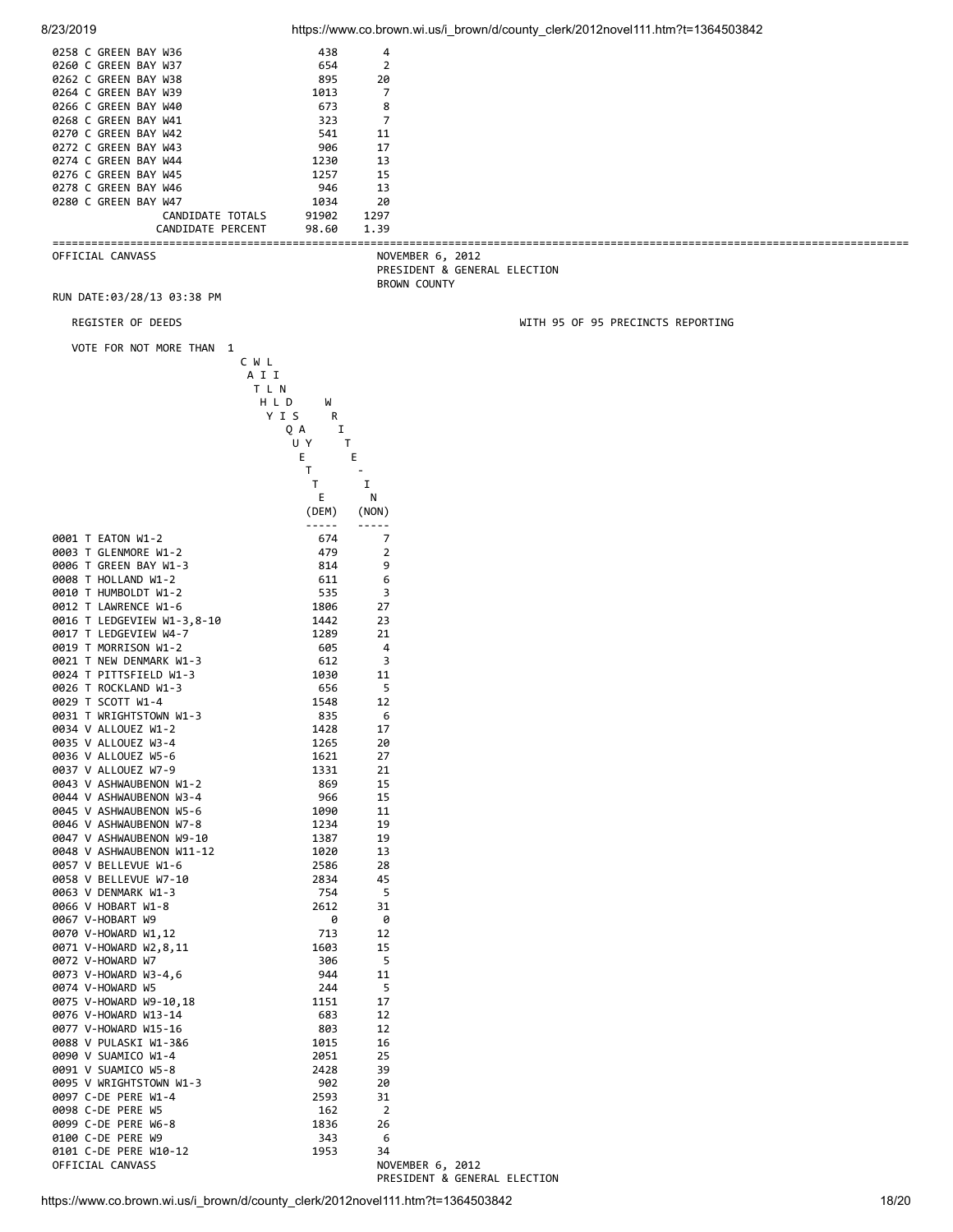| | | |
|---|---|---|
| 0258 C GREEN BAY W36 | 438 | 4 |
| 0260 C GREEN BAY W37 | 654 | 2 |
| 0262 C GREEN BAY W38 | 895 | 20 |
| 0264 C GREEN BAY W39 | 1013 | 7 |
| 0266 C GREEN BAY W40 | 673 | 8 |
| 0268 C GREEN BAY W41 | 323 | 7 |
| 0270 C GREEN BAY W42 | 541 | 11 |
| 0272 C GREEN BAY W43 | 906 | 17 |
| 0274 C GREEN BAY W44 | 1230 | 13 |
| 0276 C GREEN BAY W45 | 1257 | 15 |
| 0278 C GREEN BAY W46 | 946 | 13 |
| 0280 C GREEN BAY W47 | 1034 | 20 |
| CANDIDATE TOTALS | 91902 | 1297 |
| CANDIDATE PERCENT | 98.60 | 1.39 |

---

OFFICIAL CANVASS

NOVEMBER 6, 2012
PRESIDENT & GENERAL ELECTION
BROWN COUNTY

RUN DATE:03/28/13 03:38 PM

REGISTER OF DEEDS — WITH 95 OF 95 PRECINCTS REPORTING

VOTE FOR NOT MORE THAN 1

| | CATHY WILLQUETTE (DEM) | WRITE-IN (NON) |
|---|---|---|
| 0001 T EATON W1-2 | 674 | 7 |
| 0003 T GLENMORE W1-2 | 479 | 2 |
| 0006 T GREEN BAY W1-3 | 814 | 9 |
| 0008 T HOLLAND W1-2 | 611 | 6 |
| 0010 T HUMBOLDT W1-2 | 535 | 3 |
| 0012 T LAWRENCE W1-6 | 1806 | 27 |
| 0016 T LEDGEVIEW W1-3,8-10 | 1442 | 23 |
| 0017 T LEDGEVIEW W4-7 | 1289 | 21 |
| 0019 T MORRISON W1-2 | 605 | 4 |
| 0021 T NEW DENMARK W1-3 | 612 | 3 |
| 0024 T PITTSFIELD W1-3 | 1030 | 11 |
| 0026 T ROCKLAND W1-3 | 656 | 5 |
| 0029 T SCOTT W1-4 | 1548 | 12 |
| 0031 T WRIGHTSTOWN W1-3 | 835 | 6 |
| 0034 V ALLOUEZ W1-2 | 1428 | 17 |
| 0035 V ALLOUEZ W3-4 | 1265 | 20 |
| 0036 V ALLOUEZ W5-6 | 1621 | 27 |
| 0037 V ALLOUEZ W7-9 | 1331 | 21 |
| 0043 V ASHWAUBENON W1-2 | 869 | 15 |
| 0044 V ASHWAUBENON W3-4 | 966 | 15 |
| 0045 V ASHWAUBENON W5-6 | 1090 | 11 |
| 0046 V ASHWAUBENON W7-8 | 1234 | 19 |
| 0047 V ASHWAUBENON W9-10 | 1387 | 19 |
| 0048 V ASHWAUBENON W11-12 | 1020 | 13 |
| 0057 V BELLEVUE W1-6 | 2586 | 28 |
| 0058 V BELLEVUE W7-10 | 2834 | 45 |
| 0063 V DENMARK W1-3 | 754 | 5 |
| 0066 V HOBART W1-8 | 2612 | 31 |
| 0067 V-HOBART W9 | 0 | 0 |
| 0070 V-HOWARD W1,12 | 713 | 12 |
| 0071 V-HOWARD W2,8,11 | 1603 | 15 |
| 0072 V-HOWARD W7 | 306 | 5 |
| 0073 V-HOWARD W3-4,6 | 944 | 11 |
| 0074 V-HOWARD W5 | 244 | 5 |
| 0075 V-HOWARD W9-10,18 | 1151 | 17 |
| 0076 V-HOWARD W13-14 | 683 | 12 |
| 0077 V-HOWARD W15-16 | 803 | 12 |
| 0088 V PULASKI W1-3&6 | 1015 | 16 |
| 0090 V SUAMICO W1-4 | 2051 | 25 |
| 0091 V SUAMICO W5-8 | 2428 | 39 |
| 0095 V WRIGHTSTOWN W1-3 | 902 | 20 |
| 0097 C-DE PERE W1-4 | 2593 | 31 |
| 0098 C-DE PERE W5 | 162 | 2 |
| 0099 C-DE PERE W6-8 | 1836 | 26 |
| 0100 C-DE PERE W9 | 343 | 6 |
| 0101 C-DE PERE W10-12 | 1953 | 34 |

OFFICIAL CANVASS

NOVEMBER 6, 2012
PRESIDENT & GENERAL ELECTION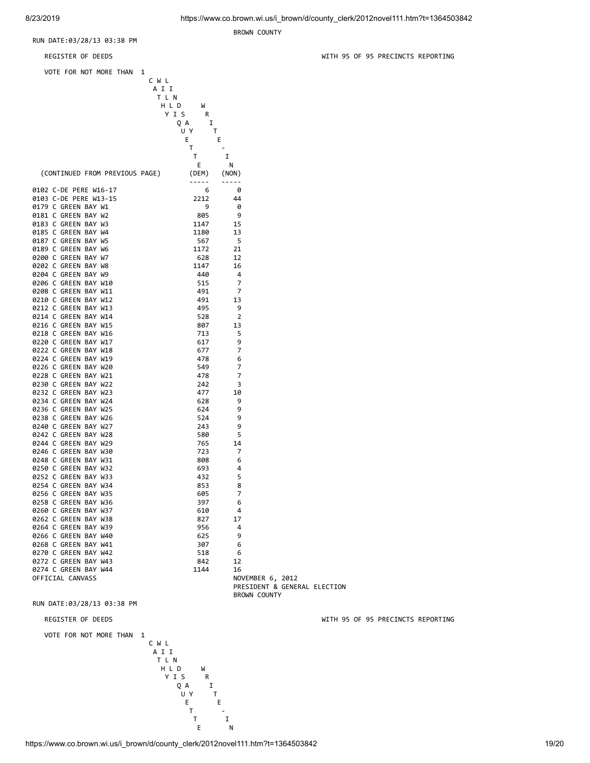BROWN COUNTY

RUN DATE:03/28/13 03:38 PM

REGISTER OF DEEDS

WITH 95 OF 95 PRECINCTS REPORTING

VOTE FOR NOT MORE THAN 1

(CONTINUED FROM PREVIOUS PAGE)

| Precinct | CATHY WILLIQUETTE (DEM) | WRITE-IN (NON) |
|---|---|---|
| 0102 C-DE PERE W16-17 | 6 | 0 |
| 0103 C-DE PERE W13-15 | 2212 | 44 |
| 0179 C GREEN BAY W1 | 9 | 0 |
| 0181 C GREEN BAY W2 | 805 | 9 |
| 0183 C GREEN BAY W3 | 1147 | 15 |
| 0185 C GREEN BAY W4 | 1180 | 13 |
| 0187 C GREEN BAY W5 | 567 | 5 |
| 0189 C GREEN BAY W6 | 1172 | 21 |
| 0200 C GREEN BAY W7 | 628 | 12 |
| 0202 C GREEN BAY W8 | 1147 | 16 |
| 0204 C GREEN BAY W9 | 440 | 4 |
| 0206 C GREEN BAY W10 | 515 | 7 |
| 0208 C GREEN BAY W11 | 491 | 7 |
| 0210 C GREEN BAY W12 | 491 | 13 |
| 0212 C GREEN BAY W13 | 495 | 9 |
| 0214 C GREEN BAY W14 | 528 | 2 |
| 0216 C GREEN BAY W15 | 807 | 13 |
| 0218 C GREEN BAY W16 | 713 | 5 |
| 0220 C GREEN BAY W17 | 617 | 9 |
| 0222 C GREEN BAY W18 | 677 | 7 |
| 0224 C GREEN BAY W19 | 478 | 6 |
| 0226 C GREEN BAY W20 | 549 | 7 |
| 0228 C GREEN BAY W21 | 478 | 7 |
| 0230 C GREEN BAY W22 | 242 | 3 |
| 0232 C GREEN BAY W23 | 477 | 10 |
| 0234 C GREEN BAY W24 | 628 | 9 |
| 0236 C GREEN BAY W25 | 624 | 9 |
| 0238 C GREEN BAY W26 | 524 | 9 |
| 0240 C GREEN BAY W27 | 243 | 9 |
| 0242 C GREEN BAY W28 | 580 | 5 |
| 0244 C GREEN BAY W29 | 765 | 14 |
| 0246 C GREEN BAY W30 | 723 | 7 |
| 0248 C GREEN BAY W31 | 808 | 6 |
| 0250 C GREEN BAY W32 | 693 | 4 |
| 0252 C GREEN BAY W33 | 432 | 5 |
| 0254 C GREEN BAY W34 | 853 | 8 |
| 0256 C GREEN BAY W35 | 605 | 7 |
| 0258 C GREEN BAY W36 | 397 | 6 |
| 0260 C GREEN BAY W37 | 610 | 4 |
| 0262 C GREEN BAY W38 | 827 | 17 |
| 0264 C GREEN BAY W39 | 956 | 4 |
| 0266 C GREEN BAY W40 | 625 | 9 |
| 0268 C GREEN BAY W41 | 307 | 6 |
| 0270 C GREEN BAY W42 | 518 | 6 |
| 0272 C GREEN BAY W43 | 842 | 12 |
| 0274 C GREEN BAY W44 | 1144 | 16 |

OFFICIAL CANVASS

NOVEMBER 6, 2012
PRESIDENT & GENERAL ELECTION
BROWN COUNTY

RUN DATE:03/28/13 03:38 PM

REGISTER OF DEEDS

WITH 95 OF 95 PRECINCTS REPORTING

VOTE FOR NOT MORE THAN 1

| CATHY WILLIQUETTE | WRITE-IN |
|---|---|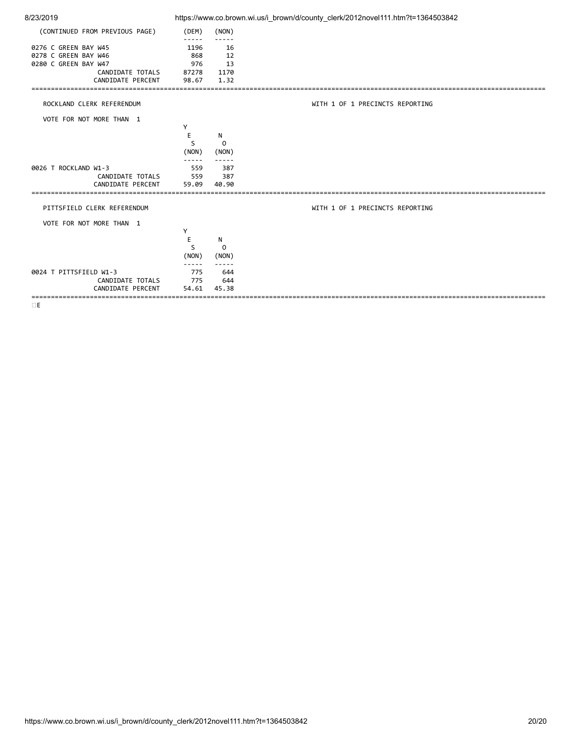(CONTINUED FROM PREVIOUS PAGE)

| | (DEM) | (NON) |
|---|---|---|
| 0276 C GREEN BAY W45 | 1196 | 16 |
| 0278 C GREEN BAY W46 | 868 | 12 |
| 0280 C GREEN BAY W47 | 976 | 13 |
| CANDIDATE TOTALS | 87278 | 1170 |
| CANDIDATE PERCENT | 98.67 | 1.32 |

## ROCKLAND CLERK REFERENDUM

WITH 1 OF 1 PRECINCTS REPORTING

VOTE FOR NOT MORE THAN 1

| | YES (NON) | NO (NON) |
|---|---|---|
| 0026 T ROCKLAND W1-3 | 559 | 387 |
| CANDIDATE TOTALS | 559 | 387 |
| CANDIDATE PERCENT | 59.09 | 40.90 |

## PITTSFIELD CLERK REFERENDUM

WITH 1 OF 1 PRECINCTS REPORTING

VOTE FOR NOT MORE THAN 1

| | YES (NON) | NO (NON) |
|---|---|---|
| 0024 T PITTSFIELD W1-3 | 775 | 644 |
| CANDIDATE TOTALS | 775 | 644 |
| CANDIDATE PERCENT | 54.61 | 45.38 |

E